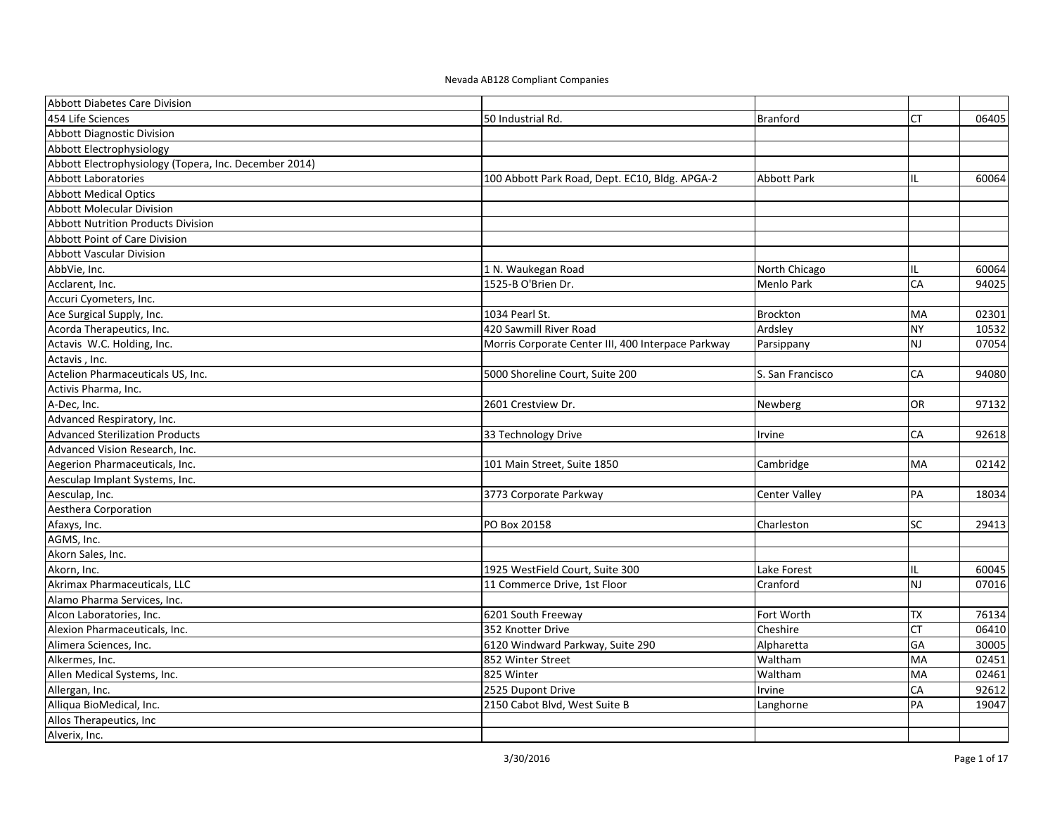# Nevada AB128 Compliant Companies

| Company | Address | City | State | Zip |
|---|---|---|---|---|
| Abbott Diabetes Care Division | | | | |
| 454 Life Sciences | 50 Industrial Rd. | Branford | CT | 06405 |
| Abbott Diagnostic Division | | | | |
| Abbott Electrophysiology | | | | |
| Abbott Electrophysiology (Topera, Inc. December 2014) | | | | |
| Abbott Laboratories | 100 Abbott Park Road, Dept. EC10, Bldg. APGA-2 | Abbott Park | IL | 60064 |
| Abbott Medical Optics | | | | |
| Abbott Molecular Division | | | | |
| Abbott Nutrition Products Division | | | | |
| Abbott Point of Care Division | | | | |
| Abbott Vascular Division | | | | |
| AbbVie, Inc. | 1 N. Waukegan Road | North Chicago | IL | 60064 |
| Acclarent, Inc. | 1525-B O'Brien Dr. | Menlo Park | CA | 94025 |
| Accuri Cyometers, Inc. | | | | |
| Ace Surgical Supply, Inc. | 1034 Pearl St. | Brockton | MA | 02301 |
| Acorda Therapeutics, Inc. | 420 Sawmill River Road | Ardsley | NY | 10532 |
| Actavis W.C. Holding, Inc. | Morris Corporate Center III, 400 Interpace Parkway | Parsippany | NJ | 07054 |
| Actavis , Inc. | | | | |
| Actelion Pharmaceuticals US, Inc. | 5000 Shoreline Court, Suite 200 | S. San Francisco | CA | 94080 |
| Activis Pharma, Inc. | | | | |
| A-Dec, Inc. | 2601 Crestview Dr. | Newberg | OR | 97132 |
| Advanced Respiratory, Inc. | | | | |
| Advanced Sterilization Products | 33 Technology Drive | Irvine | CA | 92618 |
| Advanced Vision Research, Inc. | | | | |
| Aegerion Pharmaceuticals, Inc. | 101 Main Street, Suite 1850 | Cambridge | MA | 02142 |
| Aesculap Implant Systems, Inc. | | | | |
| Aesculap, Inc. | 3773 Corporate Parkway | Center Valley | PA | 18034 |
| Aesthera Corporation | | | | |
| Afaxys, Inc. | PO Box 20158 | Charleston | SC | 29413 |
| AGMS, Inc. | | | | |
| Akorn Sales, Inc. | | | | |
| Akorn, Inc. | 1925 WestField Court, Suite 300 | Lake Forest | IL | 60045 |
| Akrimax Pharmaceuticals, LLC | 11 Commerce Drive, 1st Floor | Cranford | NJ | 07016 |
| Alamo Pharma Services, Inc. | | | | |
| Alcon Laboratories, Inc. | 6201 South Freeway | Fort Worth | TX | 76134 |
| Alexion Pharmaceuticals, Inc. | 352 Knotter Drive | Cheshire | CT | 06410 |
| Alimera Sciences, Inc. | 6120 Windward Parkway, Suite 290 | Alpharetta | GA | 30005 |
| Alkermes, Inc. | 852 Winter Street | Waltham | MA | 02451 |
| Allen Medical Systems, Inc. | 825 Winter | Waltham | MA | 02461 |
| Allergan, Inc. | 2525 Dupont Drive | Irvine | CA | 92612 |
| Alliqua BioMedical, Inc. | 2150 Cabot Blvd, West Suite B | Langhorne | PA | 19047 |
| Allos Therapeutics, Inc | | | | |
| Alverix, Inc. | | | | |

3/30/2016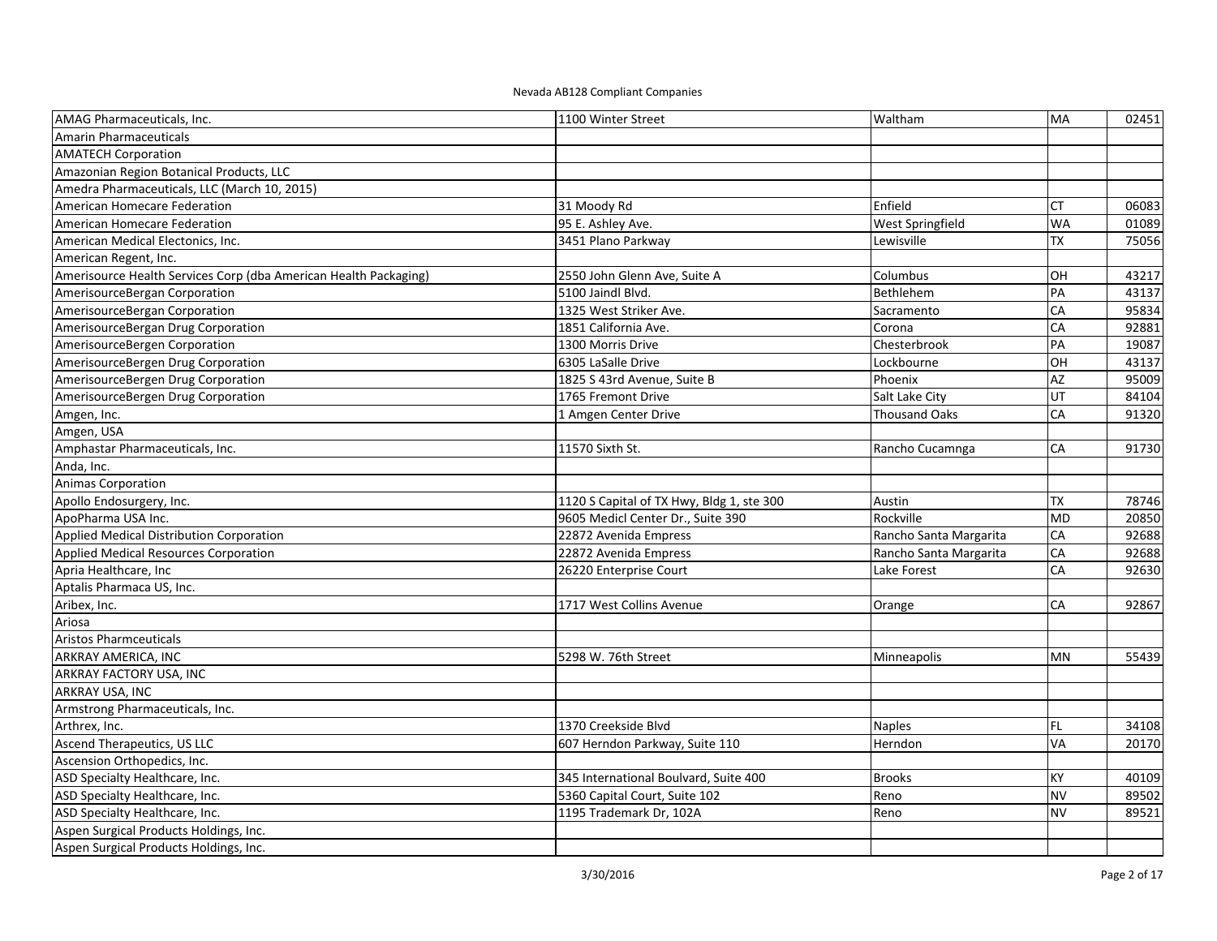Nevada AB128 Compliant Companies

| | | | | |
|---|---|---|---|---|
| AMAG Pharmaceuticals, Inc. | 1100 Winter Street | Waltham | MA | 02451 |
| Amarin Pharmaceuticals | | | | |
| AMATECH Corporation | | | | |
| Amazonian Region Botanical Products, LLC | | | | |
| Amedra Pharmaceuticals, LLC (March 10, 2015) | | | | |
| American Homecare Federation | 31 Moody Rd | Enfield | CT | 06083 |
| American Homecare Federation | 95 E. Ashley Ave. | West Springfield | WA | 01089 |
| American Medical Electonics, Inc. | 3451 Plano Parkway | Lewisville | TX | 75056 |
| American Regent, Inc. | | | | |
| Amerisource Health Services Corp (dba American Health Packaging) | 2550 John Glenn Ave, Suite A | Columbus | OH | 43217 |
| AmerisourceBergan Corporation | 5100 Jaindl Blvd. | Bethlehem | PA | 43137 |
| AmerisourceBergan Corporation | 1325 West Striker Ave. | Sacramento | CA | 95834 |
| AmerisourceBergan Drug Corporation | 1851 California Ave. | Corona | CA | 92881 |
| AmerisourceBergen Corporation | 1300 Morris Drive | Chesterbrook | PA | 19087 |
| AmerisourceBergen Drug Corporation | 6305 LaSalle Drive | Lockbourne | OH | 43137 |
| AmerisourceBergen Drug Corporation | 1825 S 43rd Avenue, Suite B | Phoenix | AZ | 95009 |
| AmerisourceBergen Drug Corporation | 1765 Fremont Drive | Salt Lake City | UT | 84104 |
| Amgen, Inc. | 1 Amgen Center Drive | Thousand Oaks | CA | 91320 |
| Amgen, USA | | | | |
| Amphastar Pharmaceuticals, Inc. | 11570 Sixth St. | Rancho Cucamnga | CA | 91730 |
| Anda, Inc. | | | | |
| Animas Corporation | | | | |
| Apollo Endosurgery, Inc. | 1120 S Capital of TX Hwy, Bldg 1, ste 300 | Austin | TX | 78746 |
| ApoPharma USA Inc. | 9605 Medicl Center Dr., Suite 390 | Rockville | MD | 20850 |
| Applied Medical Distribution Corporation | 22872 Avenida Empress | Rancho Santa Margarita | CA | 92688 |
| Applied Medical Resources Corporation | 22872 Avenida Empress | Rancho Santa Margarita | CA | 92688 |
| Apria Healthcare, Inc | 26220 Enterprise Court | Lake Forest | CA | 92630 |
| Aptalis Pharmaca US, Inc. | | | | |
| Aribex, Inc. | 1717 West Collins Avenue | Orange | CA | 92867 |
| Ariosa | | | | |
| Aristos Pharmceuticals | | | | |
| ARKRAY AMERICA, INC | 5298 W. 76th Street | Minneapolis | MN | 55439 |
| ARKRAY FACTORY USA, INC | | | | |
| ARKRAY USA, INC | | | | |
| Armstrong Pharmaceuticals, Inc. | | | | |
| Arthrex, Inc. | 1370 Creekside Blvd | Naples | FL | 34108 |
| Ascend Therapeutics, US LLC | 607 Herndon Parkway, Suite 110 | Herndon | VA | 20170 |
| Ascension Orthopedics, Inc. | | | | |
| ASD Specialty Healthcare, Inc. | 345 International Boulvard, Suite 400 | Brooks | KY | 40109 |
| ASD Specialty Healthcare, Inc. | 5360 Capital Court, Suite 102 | Reno | NV | 89502 |
| ASD Specialty Healthcare, Inc. | 1195 Trademark Dr, 102A | Reno | NV | 89521 |
| Aspen Surgical Products Holdings, Inc. | | | | |
| Aspen Surgical Products Holdings, Inc. | | | | |

3/30/2016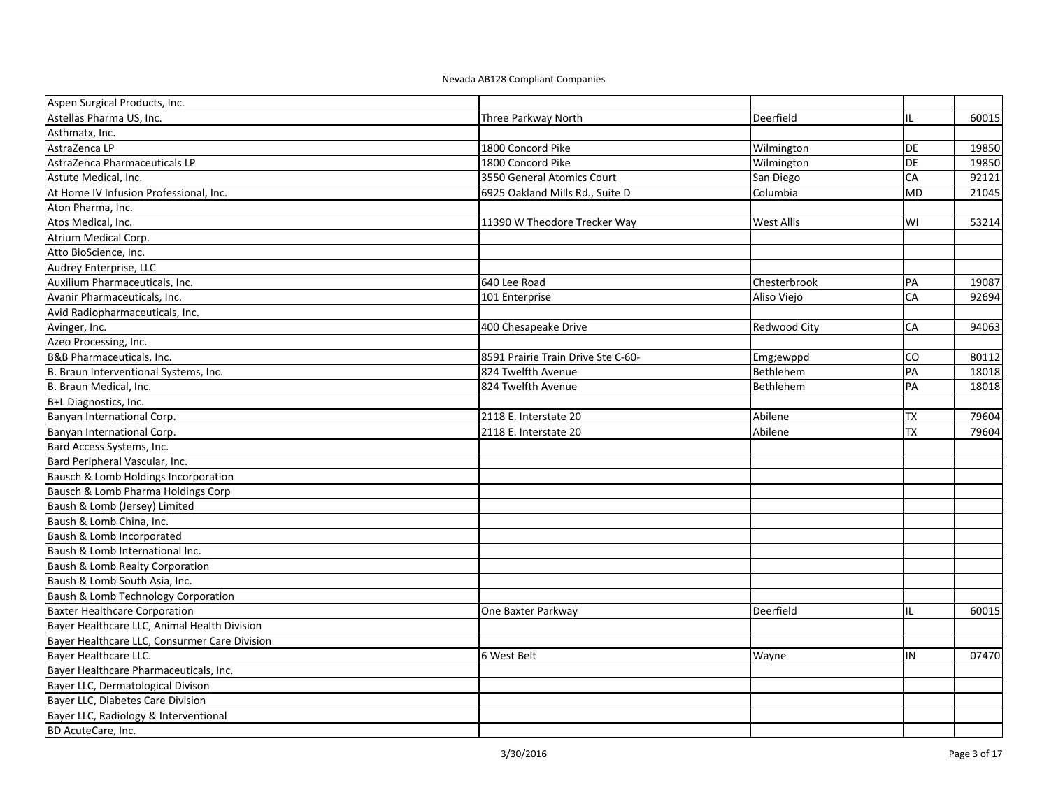Nevada AB128 Compliant Companies

| | | | | |
|---|---|---|---|---|
| Aspen Surgical Products, Inc. | | | | |
| Astellas Pharma US, Inc. | Three Parkway North | Deerfield | IL | 60015 |
| Asthmatx, Inc. | | | | |
| AstraZenca LP | 1800 Concord Pike | Wilmington | DE | 19850 |
| AstraZenca Pharmaceuticals LP | 1800 Concord Pike | Wilmington | DE | 19850 |
| Astute Medical, Inc. | 3550 General Atomics Court | San Diego | CA | 92121 |
| At Home IV Infusion Professional, Inc. | 6925 Oakland Mills Rd., Suite D | Columbia | MD | 21045 |
| Aton Pharma, Inc. | | | | |
| Atos Medical, Inc. | 11390 W Theodore Trecker Way | West Allis | WI | 53214 |
| Atrium Medical Corp. | | | | |
| Atto BioScience, Inc. | | | | |
| Audrey Enterprise, LLC | | | | |
| Auxilium Pharmaceuticals, Inc. | 640 Lee Road | Chesterbrook | PA | 19087 |
| Avanir Pharmaceuticals, Inc. | 101 Enterprise | Aliso Viejo | CA | 92694 |
| Avid Radiopharmaceuticals, Inc. | | | | |
| Avinger, Inc. | 400 Chesapeake Drive | Redwood City | CA | 94063 |
| Azeo Processing, Inc. | | | | |
| B&B Pharmaceuticals, Inc. | 8591 Prairie Train Drive Ste C-60- | Emg;ewppd | CO | 80112 |
| B. Braun Interventional Systems, Inc. | 824 Twelfth Avenue | Bethlehem | PA | 18018 |
| B. Braun Medical, Inc. | 824 Twelfth Avenue | Bethlehem | PA | 18018 |
| B+L Diagnostics, Inc. | | | | |
| Banyan International Corp. | 2118 E. Interstate 20 | Abilene | TX | 79604 |
| Banyan International Corp. | 2118 E. Interstate 20 | Abilene | TX | 79604 |
| Bard Access Systems, Inc. | | | | |
| Bard Peripheral Vascular, Inc. | | | | |
| Bausch & Lomb Holdings Incorporation | | | | |
| Bausch & Lomb Pharma Holdings Corp | | | | |
| Baush & Lomb (Jersey) Limited | | | | |
| Baush & Lomb China, Inc. | | | | |
| Baush & Lomb Incorporated | | | | |
| Baush & Lomb International Inc. | | | | |
| Baush & Lomb Realty Corporation | | | | |
| Baush & Lomb South Asia, Inc. | | | | |
| Baush & Lomb Technology Corporation | | | | |
| Baxter Healthcare Corporation | One Baxter Parkway | Deerfield | IL | 60015 |
| Bayer Healthcare LLC, Animal Health Division | | | | |
| Bayer Healthcare LLC, Consurmer Care Division | | | | |
| Bayer Healthcare LLC. | 6 West Belt | Wayne | IN | 07470 |
| Bayer Healthcare Pharmaceuticals, Inc. | | | | |
| Bayer LLC, Dermatological Divison | | | | |
| Bayer LLC, Diabetes Care Division | | | | |
| Bayer LLC, Radiology & Interventional | | | | |
| BD AcuteCare, Inc. | | | | |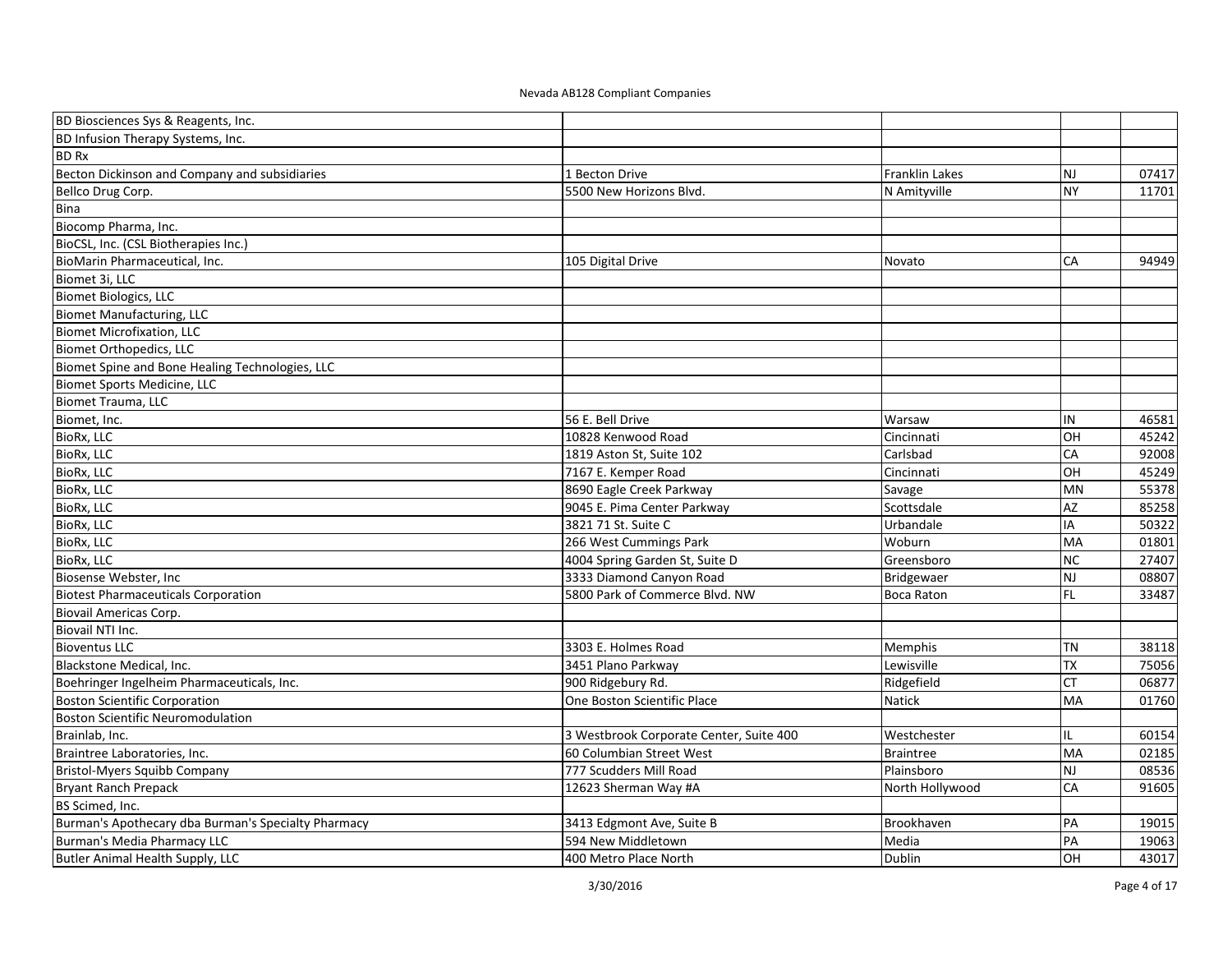Nevada AB128 Compliant Companies

| | | | | |
|---|---|---|---|---|
| BD Biosciences Sys & Reagents, Inc. | | | | |
| BD Infusion Therapy Systems, Inc. | | | | |
| BD Rx | | | | |
| Becton Dickinson and Company and subsidiaries | 1 Becton Drive | Franklin Lakes | NJ | 07417 |
| Bellco Drug Corp. | 5500 New Horizons Blvd. | N Amityville | NY | 11701 |
| Bina | | | | |
| Biocomp Pharma, Inc. | | | | |
| BioCSL, Inc. (CSL Biotherapies Inc.) | | | | |
| BioMarin Pharmaceutical, Inc. | 105 Digital Drive | Novato | CA | 94949 |
| Biomet 3i, LLC | | | | |
| Biomet Biologics, LLC | | | | |
| Biomet Manufacturing, LLC | | | | |
| Biomet Microfixation, LLC | | | | |
| Biomet Orthopedics, LLC | | | | |
| Biomet Spine and Bone Healing Technologies, LLC | | | | |
| Biomet Sports Medicine, LLC | | | | |
| Biomet Trauma, LLC | | | | |
| Biomet, Inc. | 56 E. Bell Drive | Warsaw | IN | 46581 |
| BioRx, LLC | 10828 Kenwood Road | Cincinnati | OH | 45242 |
| BioRx, LLC | 1819 Aston St, Suite 102 | Carlsbad | CA | 92008 |
| BioRx, LLC | 7167 E. Kemper Road | Cincinnati | OH | 45249 |
| BioRx, LLC | 8690 Eagle Creek Parkway | Savage | MN | 55378 |
| BioRx, LLC | 9045 E. Pima Center Parkway | Scottsdale | AZ | 85258 |
| BioRx, LLC | 3821 71 St. Suite C | Urbandale | IA | 50322 |
| BioRx, LLC | 266 West Cummings Park | Woburn | MA | 01801 |
| BioRx, LLC | 4004 Spring Garden St, Suite D | Greensboro | NC | 27407 |
| Biosense Webster, Inc | 3333 Diamond Canyon Road | Bridgewaer | NJ | 08807 |
| Biotest Pharmaceuticals Corporation | 5800 Park of Commerce Blvd. NW | Boca Raton | FL | 33487 |
| Biovail Americas Corp. | | | | |
| Biovail NTI Inc. | | | | |
| Bioventus LLC | 3303 E. Holmes Road | Memphis | TN | 38118 |
| Blackstone Medical, Inc. | 3451 Plano Parkway | Lewisville | TX | 75056 |
| Boehringer Ingelheim Pharmaceuticals, Inc. | 900 Ridgebury Rd. | Ridgefield | CT | 06877 |
| Boston Scientific Corporation | One Boston Scientific Place | Natick | MA | 01760 |
| Boston Scientific Neuromodulation | | | | |
| Brainlab, Inc. | 3 Westbrook Corporate Center, Suite 400 | Westchester | IL | 60154 |
| Braintree Laboratories, Inc. | 60 Columbian Street West | Braintree | MA | 02185 |
| Bristol-Myers Squibb Company | 777 Scudders Mill Road | Plainsboro | NJ | 08536 |
| Bryant Ranch Prepack | 12623 Sherman Way #A | North Hollywood | CA | 91605 |
| BS Scimed, Inc. | | | | |
| Burman's Apothecary dba Burman's Specialty Pharmacy | 3413 Edgmont Ave, Suite B | Brookhaven | PA | 19015 |
| Burman's Media Pharmacy LLC | 594 New Middletown | Media | PA | 19063 |
| Butler Animal Health Supply, LLC | 400 Metro Place North | Dublin | OH | 43017 |

3/30/2016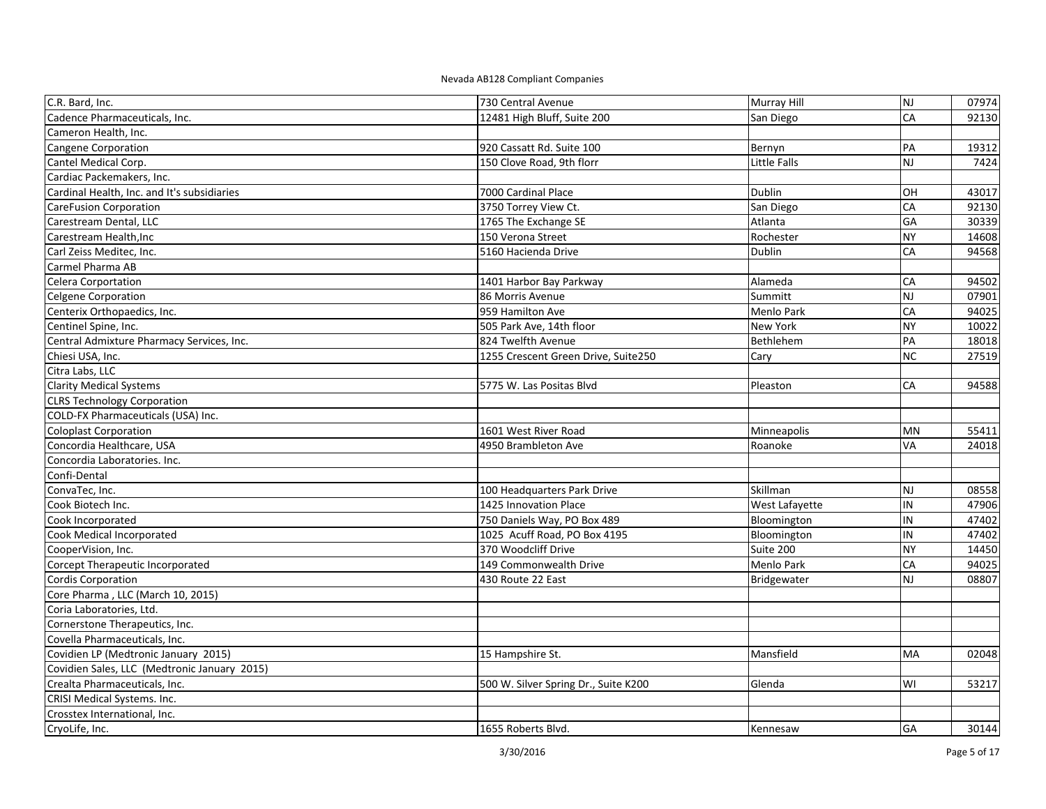Nevada AB128 Compliant Companies

| | | | | |
|---|---|---|---|---|
| C.R. Bard, Inc. | 730 Central Avenue | Murray Hill | NJ | 07974 |
| Cadence Pharmaceuticals, Inc. | 12481 High Bluff, Suite 200 | San Diego | CA | 92130 |
| Cameron Health, Inc. | | | | |
| Cangene Corporation | 920 Cassatt Rd. Suite 100 | Bernyn | PA | 19312 |
| Cantel Medical Corp. | 150 Clove Road, 9th florr | Little Falls | NJ | 7424 |
| Cardiac Packemakers, Inc. | | | | |
| Cardinal Health, Inc. and It's subsidiaries | 7000 Cardinal Place | Dublin | OH | 43017 |
| CareFusion Corporation | 3750 Torrey View Ct. | San Diego | CA | 92130 |
| Carestream Dental, LLC | 1765 The Exchange SE | Atlanta | GA | 30339 |
| Carestream Health,Inc | 150 Verona Street | Rochester | NY | 14608 |
| Carl Zeiss Meditec, Inc. | 5160 Hacienda Drive | Dublin | CA | 94568 |
| Carmel Pharma AB | | | | |
| Celera Corportation | 1401 Harbor Bay Parkway | Alameda | CA | 94502 |
| Celgene Corporation | 86 Morris Avenue | Summitt | NJ | 07901 |
| Centerix Orthopaedics, Inc. | 959 Hamilton Ave | Menlo Park | CA | 94025 |
| Centinel Spine, Inc. | 505 Park Ave, 14th floor | New York | NY | 10022 |
| Central Admixture Pharmacy Services, Inc. | 824 Twelfth Avenue | Bethlehem | PA | 18018 |
| Chiesi USA, Inc. | 1255 Crescent Green Drive, Suite250 | Cary | NC | 27519 |
| Citra Labs, LLC | | | | |
| Clarity Medical Systems | 5775 W. Las Positas Blvd | Pleaston | CA | 94588 |
| CLRS Technology Corporation | | | | |
| COLD-FX Pharmaceuticals (USA) Inc. | | | | |
| Coloplast Corporation | 1601 West River Road | Minneapolis | MN | 55411 |
| Concordia Healthcare, USA | 4950 Brambleton Ave | Roanoke | VA | 24018 |
| Concordia Laboratories. Inc. | | | | |
| Confi-Dental | | | | |
| ConvaTec, Inc. | 100 Headquarters Park Drive | Skillman | NJ | 08558 |
| Cook Biotech Inc. | 1425 Innovation Place | West Lafayette | IN | 47906 |
| Cook Incorporated | 750 Daniels Way, PO Box 489 | Bloomington | IN | 47402 |
| Cook Medical Incorporated | 1025 Acuff Road, PO Box 4195 | Bloomington | IN | 47402 |
| CooperVision, Inc. | 370 Woodcliff Drive | Suite 200 | NY | 14450 |
| Corcept Therapeutic Incorporated | 149 Commonwealth Drive | Menlo Park | CA | 94025 |
| Cordis Corporation | 430 Route 22 East | Bridgewater | NJ | 08807 |
| Core Pharma , LLC (March 10, 2015) | | | | |
| Coria Laboratories, Ltd. | | | | |
| Cornerstone Therapeutics, Inc. | | | | |
| Covella Pharmaceuticals, Inc. | | | | |
| Covidien LP (Medtronic January 2015) | 15 Hampshire St. | Mansfield | MA | 02048 |
| Covidien Sales, LLC (Medtronic January 2015) | | | | |
| Crealta Pharmaceuticals, Inc. | 500 W. Silver Spring Dr., Suite K200 | Glenda | WI | 53217 |
| CRISI Medical Systems. Inc. | | | | |
| Crosstex International, Inc. | | | | |
| CryoLife, Inc. | 1655 Roberts Blvd. | Kennesaw | GA | 30144 |

3/30/2016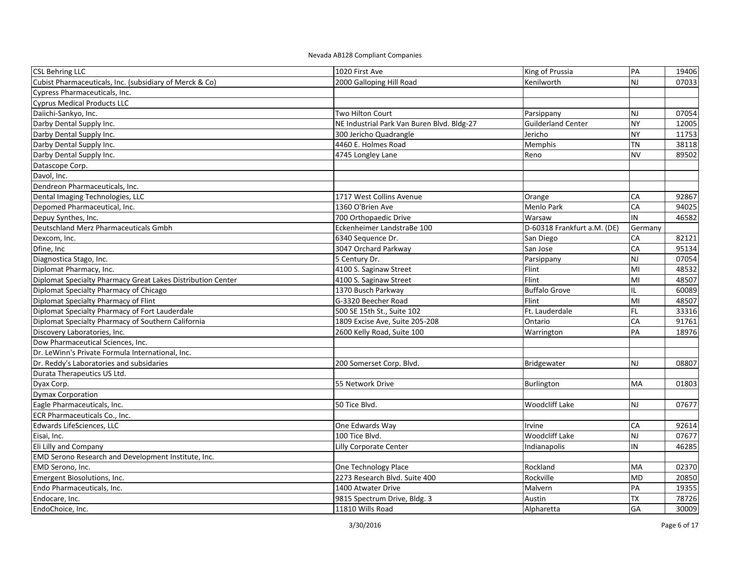Nevada AB128 Compliant Companies

| | | | | |
|---|---|---|---|---|
| CSL Behring LLC | 1020 First Ave | King of Prussia | PA | 19406 |
| Cubist Pharmaceuticals, Inc. (subsidiary of Merck & Co) | 2000 Galloping Hill Road | Kenilworth | NJ | 07033 |
| Cypress Pharmaceuticals, Inc. | | | | |
| Cyprus Medical Products LLC | | | | |
| Daiichi-Sankyo, Inc. | Two Hilton Court | Parsippany | NJ | 07054 |
| Darby Dental Supply Inc. | NE Industrial Park Van Buren Blvd. Bldg-27 | Guilderland Center | NY | 12005 |
| Darby Dental Supply Inc. | 300 Jericho Quadrangle | Jericho | NY | 11753 |
| Darby Dental Supply Inc. | 4460 E. Holmes Road | Memphis | TN | 38118 |
| Darby Dental Supply Inc. | 4745 Longley Lane | Reno | NV | 89502 |
| Datascope Corp. | | | | |
| Davol, Inc. | | | | |
| Dendreon Pharmaceuticals, Inc. | | | | |
| Dental Imaging Technologies, LLC | 1717 West Collins Avenue | Orange | CA | 92867 |
| Depomed Pharmaceutical, Inc. | 1360 O'Brien Ave | Menlo Park | CA | 94025 |
| Depuy Synthes, Inc. | 700 Orthopaedic Drive | Warsaw | IN | 46582 |
| Deutschland Merz Pharmaceuticals Gmbh | Eckenheimer LandstraBe 100 | D-60318 Frankfurt a.M. (DE) | Germany | |
| Dexcom, Inc. | 6340 Sequence Dr. | San Diego | CA | 82121 |
| Dfine, Inc | 3047 Orchard Parkway | San Jose | CA | 95134 |
| Diagnostica Stago, Inc. | 5 Century Dr. | Parsippany | NJ | 07054 |
| Diplomat Pharmacy, Inc. | 4100 S. Saginaw Street | Flint | MI | 48532 |
| Diplomat Specialty Pharmacy Great Lakes Distribution Center | 4100 S. Saginaw Street | Flint | MI | 48507 |
| Diplomat Specialty Pharmacy of Chicago | 1370 Busch Parkway | Buffalo Grove | IL | 60089 |
| Diplomat Specialty Pharmacy of Flint | G-3320 Beecher Road | Flint | MI | 48507 |
| Diplomat Specialty Pharmacy of Fort Lauderdale | 500 SE 15th St., Suite 102 | Ft. Lauderdale | FL | 33316 |
| Diplomat Specialty Pharmacy of Southern California | 1809 Excise Ave, Suite 205-208 | Ontario | CA | 91761 |
| Discovery Laboratories, Inc. | 2600 Kelly Road, Suite 100 | Warrington | PA | 18976 |
| Dow Pharmaceutical Sciences, Inc. | | | | |
| Dr. LeWinn's Private Formula International, Inc. | | | | |
| Dr. Reddy's Laboratories and subsidaries | 200 Somerset Corp. Blvd. | Bridgewater | NJ | 08807 |
| Durata Therapeutics US Ltd. | | | | |
| Dyax Corp. | 55 Network Drive | Burlington | MA | 01803 |
| Dymax Corporation | | | | |
| Eagle Pharmaceuticals, Inc. | 50 Tice Blvd. | Woodcliff Lake | NJ | 07677 |
| ECR Pharmaceuticals Co., Inc. | | | | |
| Edwards LifeSciences, LLC | One Edwards Way | Irvine | CA | 92614 |
| Eisai, Inc. | 100 Tice Blvd. | Woodcliff Lake | NJ | 07677 |
| Eli Lilly and Company | Lilly Corporate Center | Indianapolis | IN | 46285 |
| EMD Serono Research and Development Institute, Inc. | | | | |
| EMD Serono, Inc. | One Technology Place | Rockland | MA | 02370 |
| Emergent Biosolutions, Inc. | 2273 Research Blvd. Suite 400 | Rockville | MD | 20850 |
| Endo Pharmaceuticals, Inc. | 1400 Atwater Drive | Malvern | PA | 19355 |
| Endocare, Inc. | 9815 Spectrum Drive, Bldg. 3 | Austin | TX | 78726 |
| EndoChoice, Inc. | 11810 Wills Road | Alpharetta | GA | 30009 |

3/30/2016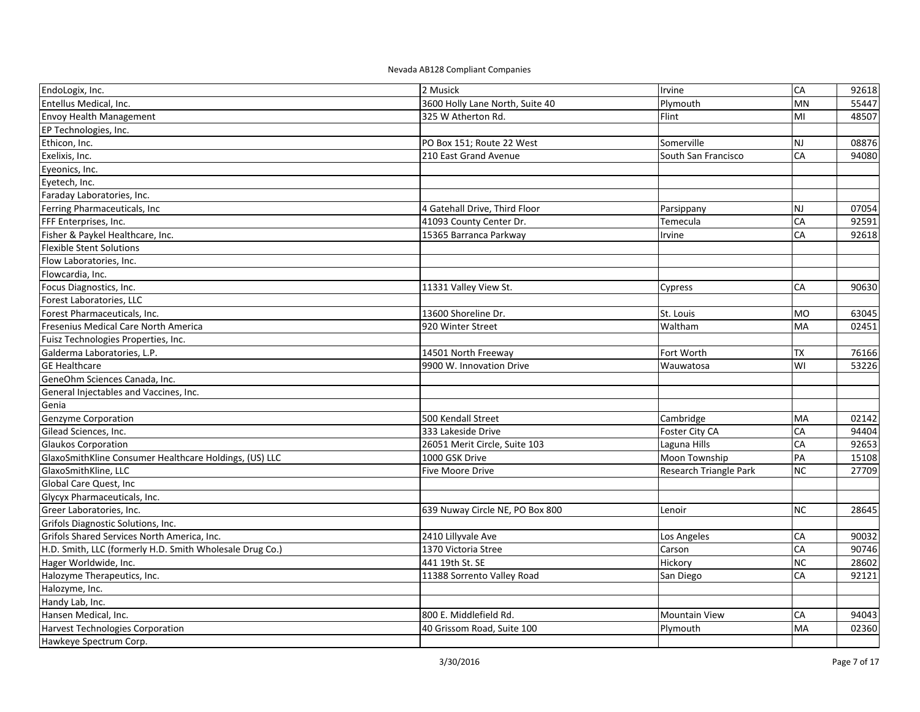Nevada AB128 Compliant Companies

| | | | | |
|---|---|---|---|---|
| EndoLogix, Inc. | 2 Musick | Irvine | CA | 92618 |
| Entellus Medical, Inc. | 3600 Holly Lane North, Suite 40 | Plymouth | MN | 55447 |
| Envoy Health Management | 325 W Atherton Rd. | Flint | MI | 48507 |
| EP Technologies, Inc. | | | | |
| Ethicon, Inc. | PO Box 151; Route 22 West | Somerville | NJ | 08876 |
| Exelixis, Inc. | 210 East Grand Avenue | South San Francisco | CA | 94080 |
| Eyeonics, Inc. | | | | |
| Eyetech, Inc. | | | | |
| Faraday Laboratories, Inc. | | | | |
| Ferring Pharmaceuticals, Inc | 4 Gatehall Drive, Third Floor | Parsippany | NJ | 07054 |
| FFF Enterprises, Inc. | 41093 County Center Dr. | Temecula | CA | 92591 |
| Fisher & Paykel Healthcare, Inc. | 15365 Barranca Parkway | Irvine | CA | 92618 |
| Flexible Stent Solutions | | | | |
| Flow Laboratories, Inc. | | | | |
| Flowcardia, Inc. | | | | |
| Focus Diagnostics, Inc. | 11331 Valley View St. | Cypress | CA | 90630 |
| Forest Laboratories, LLC | | | | |
| Forest Pharmaceuticals, Inc. | 13600 Shoreline Dr. | St. Louis | MO | 63045 |
| Fresenius Medical Care North America | 920 Winter Street | Waltham | MA | 02451 |
| Fuisz Technologies Properties, Inc. | | | | |
| Galderma Laboratories, L.P. | 14501 North Freeway | Fort Worth | TX | 76166 |
| GE Healthcare | 9900 W. Innovation Drive | Wauwatosa | WI | 53226 |
| GeneOhm Sciences Canada, Inc. | | | | |
| General Injectables and Vaccines, Inc. | | | | |
| Genia | | | | |
| Genzyme Corporation | 500 Kendall Street | Cambridge | MA | 02142 |
| Gilead Sciences, Inc. | 333 Lakeside Drive | Foster City CA | CA | 94404 |
| Glaukos Corporation | 26051 Merit Circle, Suite 103 | Laguna Hills | CA | 92653 |
| GlaxoSmithKline Consumer Healthcare Holdings, (US) LLC | 1000 GSK Drive | Moon Township | PA | 15108 |
| GlaxoSmithKline, LLC | Five Moore Drive | Research Triangle Park | NC | 27709 |
| Global Care Quest, Inc | | | | |
| Glycyx Pharmaceuticals, Inc. | | | | |
| Greer Laboratories, Inc. | 639 Nuway Circle NE, PO Box 800 | Lenoir | NC | 28645 |
| Grifols Diagnostic Solutions, Inc. | | | | |
| Grifols Shared Services North America, Inc. | 2410 Lillyvale Ave | Los Angeles | CA | 90032 |
| H.D. Smith, LLC (formerly H.D. Smith Wholesale Drug Co.) | 1370 Victoria Stree | Carson | CA | 90746 |
| Hager Worldwide, Inc. | 441 19th St. SE | Hickory | NC | 28602 |
| Halozyme Therapeutics, Inc. | 11388 Sorrento Valley Road | San Diego | CA | 92121 |
| Halozyme, Inc. | | | | |
| Handy Lab, Inc. | | | | |
| Hansen Medical, Inc. | 800 E. Middlefield Rd. | Mountain View | CA | 94043 |
| Harvest Technologies Corporation | 40 Grissom Road, Suite 100 | Plymouth | MA | 02360 |
| Hawkeye Spectrum Corp. | | | | |

3/30/2016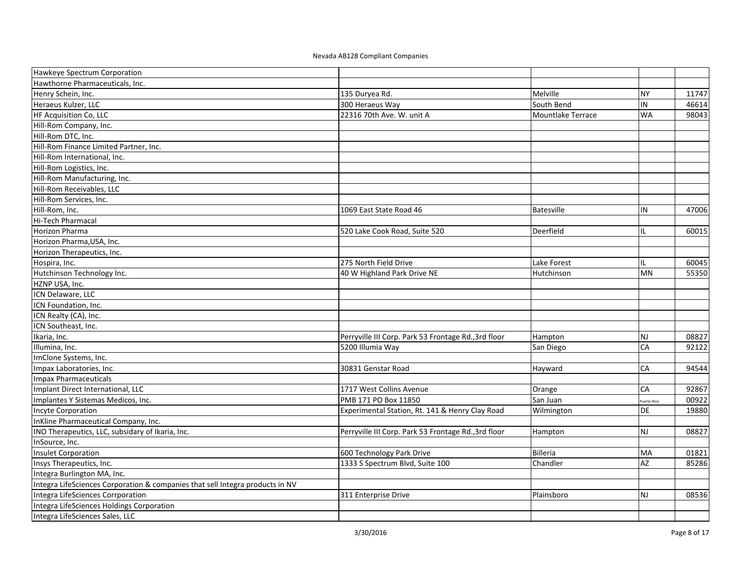Nevada AB128 Compliant Companies

| | | | | |
|---|---|---|---|---|
| Hawkeye Spectrum Corporation | | | | |
| Hawthorne Pharmaceuticals, Inc. | | | | |
| Henry Schein, Inc. | 135 Duryea Rd. | Melville | NY | 11747 |
| Heraeus Kulzer, LLC | 300 Heraeus Way | South Bend | IN | 46614 |
| HF Acquisition Co, LLC | 22316 70th Ave. W. unit A | Mountlake Terrace | WA | 98043 |
| Hill-Rom Company, Inc. | | | | |
| Hill-Rom DTC, Inc. | | | | |
| Hill-Rom Finance Limited Partner, Inc. | | | | |
| Hill-Rom International, Inc. | | | | |
| Hill-Rom Logistics, Inc. | | | | |
| Hill-Rom Manufacturing, Inc. | | | | |
| Hill-Rom Receivables, LLC | | | | |
| Hill-Rom Services, Inc. | | | | |
| Hill-Rom, Inc. | 1069 East State Road 46 | Batesville | IN | 47006 |
| Hi-Tech Pharmacal | | | | |
| Horizon Pharma | 520 Lake Cook Road, Suite 520 | Deerfield | IL | 60015 |
| Horizon Pharma,USA, Inc. | | | | |
| Horizon Therapeutics, Inc. | | | | |
| Hospira, Inc. | 275 North Field Drive | Lake Forest | IL | 60045 |
| Hutchinson Technology Inc. | 40 W Highland Park Drive NE | Hutchinson | MN | 55350 |
| HZNP USA, Inc. | | | | |
| ICN Delaware, LLC | | | | |
| ICN Foundation, Inc. | | | | |
| ICN Realty (CA), Inc. | | | | |
| ICN Southeast, Inc. | | | | |
| Ikaria, Inc. | Perryville III Corp. Park 53 Frontage Rd.,3rd floor | Hampton | NJ | 08827 |
| Illumina, Inc. | 5200 Illumia Way | San Diego | CA | 92122 |
| ImClone Systems, Inc. | | | | |
| Impax Laboratories, Inc. | 30831 Genstar Road | Hayward | CA | 94544 |
| Impax Pharmaceuticals | | | | |
| Implant Direct International, LLC | 1717 West Collins Avenue | Orange | CA | 92867 |
| Implantes Y Sistemas Medicos, Inc. | PMB 171 PO Box 11850 | San Juan | Puerto Rico | 00922 |
| Incyte Corporation | Experimental Station, Rt. 141 & Henry Clay Road | Wilmington | DE | 19880 |
| InKline Pharmaceutical Company, Inc. | | | | |
| INO Therapeutics, LLC, subsidary of Ikaria, Inc. | Perryville III Corp. Park 53 Frontage Rd.,3rd floor | Hampton | NJ | 08827 |
| InSource, Inc. | | | | |
| Insulet Corporation | 600 Technology Park Drive | Billeria | MA | 01821 |
| Insys Therapeutics, Inc. | 1333 S Spectrum Blvd, Suite 100 | Chandler | AZ | 85286 |
| Integra Burlington MA, Inc. | | | | |
| Integra LifeSciences Corporation & companies that sell Integra products in NV | | | | |
| Integra LifeSciences Corrporation | 311 Enterprise Drive | Plainsboro | NJ | 08536 |
| Integra LifeSciences Holdings Corporation | | | | |
| Integra LifeSciences Sales, LLC | | | | |

3/30/2016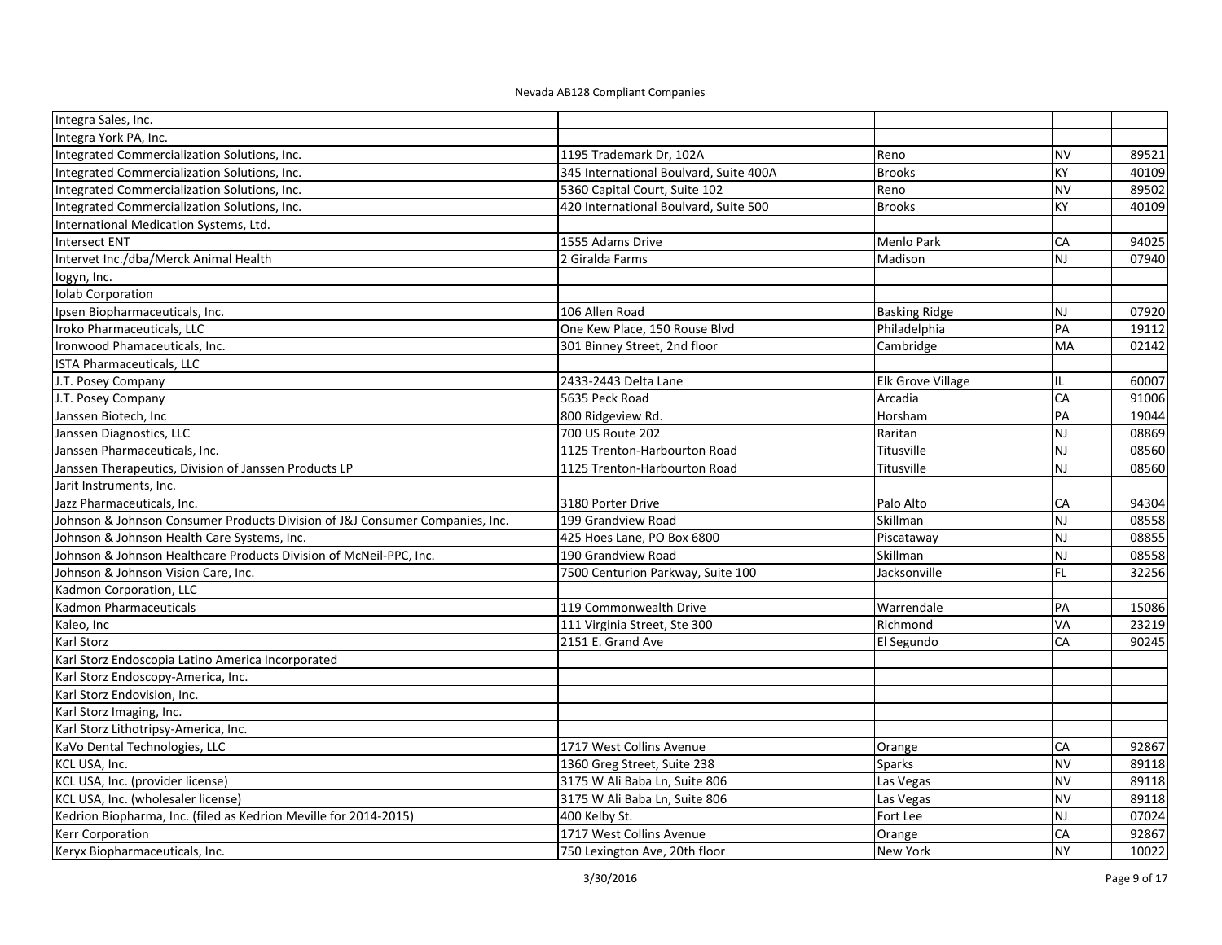Nevada AB128 Compliant Companies

| | | | | |
|---|---|---|---|---|
| Integra Sales, Inc. | | | | |
| Integra York PA, Inc. | | | | |
| Integrated Commercialization Solutions, Inc. | 1195 Trademark Dr, 102A | Reno | NV | 89521 |
| Integrated Commercialization Solutions, Inc. | 345 International Boulvard, Suite 400A | Brooks | KY | 40109 |
| Integrated Commercialization Solutions, Inc. | 5360 Capital Court, Suite 102 | Reno | NV | 89502 |
| Integrated Commercialization Solutions, Inc. | 420 International Boulvard, Suite 500 | Brooks | KY | 40109 |
| International Medication Systems, Ltd. | | | | |
| Intersect ENT | 1555 Adams Drive | Menlo Park | CA | 94025 |
| Intervet Inc./dba/Merck Animal Health | 2 Giralda Farms | Madison | NJ | 07940 |
| Iogyn, Inc. | | | | |
| Iolab Corporation | | | | |
| Ipsen Biopharmaceuticals, Inc. | 106 Allen Road | Basking Ridge | NJ | 07920 |
| Iroko Pharmaceuticals, LLC | One Kew Place, 150 Rouse Blvd | Philadelphia | PA | 19112 |
| Ironwood Phamaceuticals, Inc. | 301 Binney Street, 2nd floor | Cambridge | MA | 02142 |
| ISTA Pharmaceuticals, LLC | | | | |
| J.T. Posey Company | 2433-2443 Delta Lane | Elk Grove Village | IL | 60007 |
| J.T. Posey Company | 5635 Peck Road | Arcadia | CA | 91006 |
| Janssen Biotech, Inc | 800 Ridgeview Rd. | Horsham | PA | 19044 |
| Janssen Diagnostics, LLC | 700 US Route 202 | Raritan | NJ | 08869 |
| Janssen Pharmaceuticals, Inc. | 1125 Trenton-Harbourton Road | Titusville | NJ | 08560 |
| Janssen Therapeutics, Division of Janssen Products LP | 1125 Trenton-Harbourton Road | Titusville | NJ | 08560 |
| Jarit Instruments, Inc. | | | | |
| Jazz Pharmaceuticals, Inc. | 3180 Porter Drive | Palo Alto | CA | 94304 |
| Johnson & Johnson Consumer Products Division of J&J Consumer Companies, Inc. | 199 Grandview Road | Skillman | NJ | 08558 |
| Johnson & Johnson Health Care Systems, Inc. | 425 Hoes Lane, PO Box 6800 | Piscataway | NJ | 08855 |
| Johnson & Johnson Healthcare Products Division of McNeil-PPC, Inc. | 190 Grandview Road | Skillman | NJ | 08558 |
| Johnson & Johnson Vision Care, Inc. | 7500 Centurion Parkway, Suite 100 | Jacksonville | FL | 32256 |
| Kadmon Corporation, LLC | | | | |
| Kadmon Pharmaceuticals | 119 Commonwealth Drive | Warrendale | PA | 15086 |
| Kaleo, Inc | 111 Virginia Street, Ste 300 | Richmond | VA | 23219 |
| Karl Storz | 2151 E. Grand Ave | El Segundo | CA | 90245 |
| Karl Storz Endoscopia Latino America Incorporated | | | | |
| Karl Storz Endoscopy-America, Inc. | | | | |
| Karl Storz Endovision, Inc. | | | | |
| Karl Storz Imaging, Inc. | | | | |
| Karl Storz Lithotripsy-America, Inc. | | | | |
| KaVo Dental Technologies, LLC | 1717 West Collins Avenue | Orange | CA | 92867 |
| KCL USA, Inc. | 1360 Greg Street, Suite 238 | Sparks | NV | 89118 |
| KCL USA, Inc. (provider license) | 3175 W Ali Baba Ln, Suite 806 | Las Vegas | NV | 89118 |
| KCL USA, Inc. (wholesaler license) | 3175 W Ali Baba Ln, Suite 806 | Las Vegas | NV | 89118 |
| Kedrion Biopharma, Inc. (filed as Kedrion Meville for 2014-2015) | 400 Kelby St. | Fort Lee | NJ | 07024 |
| Kerr Corporation | 1717 West Collins Avenue | Orange | CA | 92867 |
| Keryx Biopharmaceuticals, Inc. | 750 Lexington Ave, 20th floor | New York | NY | 10022 |

3/30/2016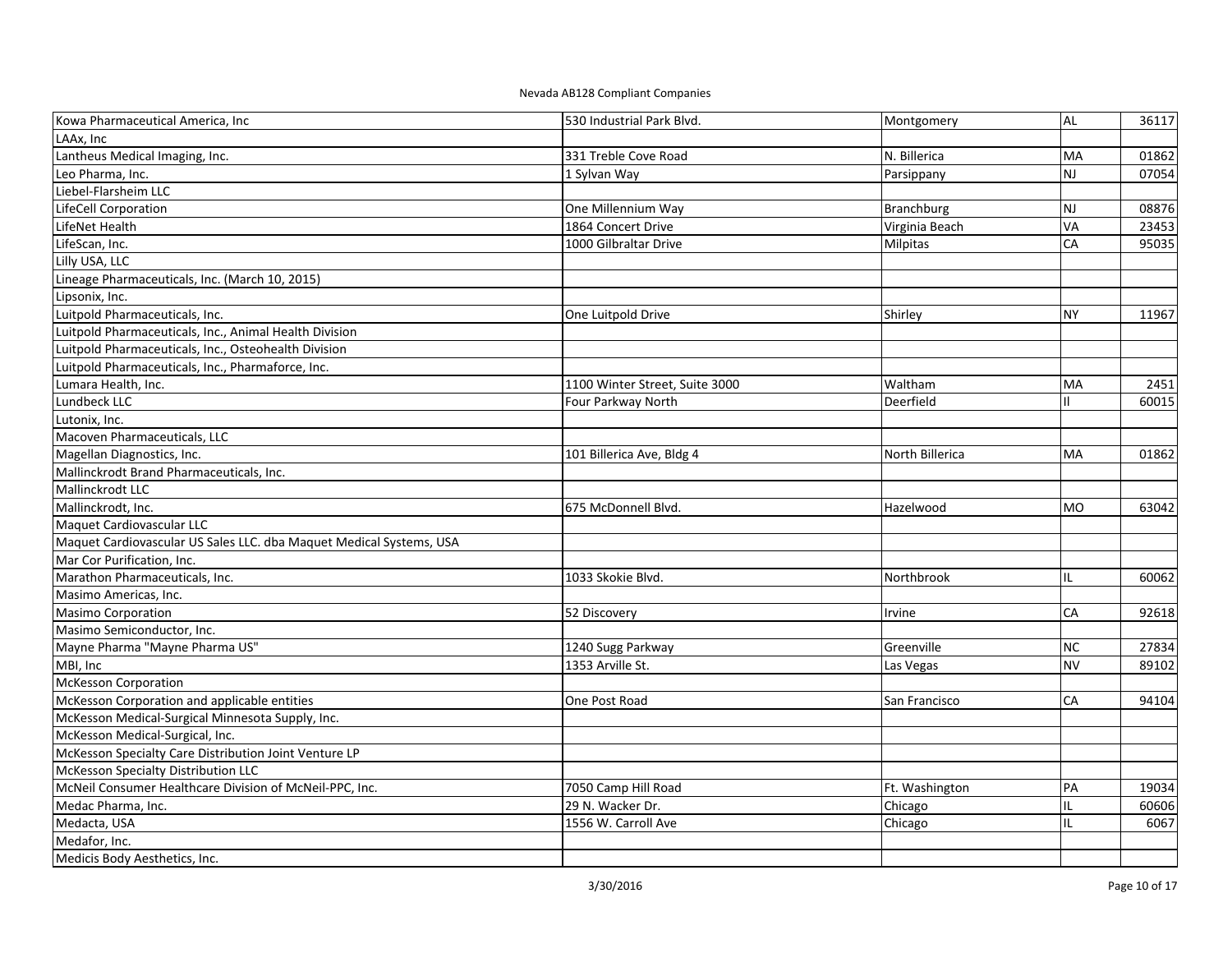Nevada AB128 Compliant Companies

| | | | | |
|---|---|---|---|---|
| Kowa Pharmaceutical America, Inc | 530 Industrial Park Blvd. | Montgomery | AL | 36117 |
| LAAx, Inc | | | | |
| Lantheus Medical Imaging, Inc. | 331 Treble Cove Road | N. Billerica | MA | 01862 |
| Leo Pharma, Inc. | 1 Sylvan Way | Parsippany | NJ | 07054 |
| Liebel-Flarsheim LLC | | | | |
| LifeCell Corporation | One Millennium Way | Branchburg | NJ | 08876 |
| LifeNet Health | 1864 Concert Drive | Virginia Beach | VA | 23453 |
| LifeScan, Inc. | 1000 Gilbraltar Drive | Milpitas | CA | 95035 |
| Lilly USA, LLC | | | | |
| Lineage Pharmaceuticals, Inc. (March 10, 2015) | | | | |
| Lipsonix, Inc. | | | | |
| Luitpold Pharmaceuticals, Inc. | One Luitpold Drive | Shirley | NY | 11967 |
| Luitpold Pharmaceuticals, Inc., Animal Health Division | | | | |
| Luitpold Pharmaceuticals, Inc., Osteohealth Division | | | | |
| Luitpold Pharmaceuticals, Inc., Pharmaforce, Inc. | | | | |
| Lumara Health, Inc. | 1100 Winter Street, Suite 3000 | Waltham | MA | 2451 |
| Lundbeck LLC | Four Parkway North | Deerfield | Il | 60015 |
| Lutonix, Inc. | | | | |
| Macoven Pharmaceuticals, LLC | | | | |
| Magellan Diagnostics, Inc. | 101 Billerica Ave, Bldg 4 | North Billerica | MA | 01862 |
| Mallinckrodt Brand Pharmaceuticals, Inc. | | | | |
| Mallinckrodt LLC | | | | |
| Mallinckrodt, Inc. | 675 McDonnell Blvd. | Hazelwood | MO | 63042 |
| Maquet Cardiovascular LLC | | | | |
| Maquet Cardiovascular US Sales LLC. dba Maquet Medical Systems, USA | | | | |
| Mar Cor Purification, Inc. | | | | |
| Marathon Pharmaceuticals, Inc. | 1033 Skokie Blvd. | Northbrook | IL | 60062 |
| Masimo Americas, Inc. | | | | |
| Masimo Corporation | 52 Discovery | Irvine | CA | 92618 |
| Masimo Semiconductor, Inc. | | | | |
| Mayne Pharma "Mayne Pharma US" | 1240 Sugg Parkway | Greenville | NC | 27834 |
| MBI, Inc | 1353 Arville St. | Las Vegas | NV | 89102 |
| McKesson Corporation | | | | |
| McKesson Corporation and applicable entities | One Post Road | San Francisco | CA | 94104 |
| McKesson Medical-Surgical Minnesota Supply, Inc. | | | | |
| McKesson Medical-Surgical, Inc. | | | | |
| McKesson Specialty Care Distribution Joint Venture LP | | | | |
| McKesson Specialty Distribution LLC | | | | |
| McNeil Consumer Healthcare Division of McNeil-PPC, Inc. | 7050 Camp Hill Road | Ft. Washington | PA | 19034 |
| Medac Pharma, Inc. | 29 N. Wacker Dr. | Chicago | IL | 60606 |
| Medacta, USA | 1556 W. Carroll Ave | Chicago | IL | 6067 |
| Medafor, Inc. | | | | |
| Medicis Body Aesthetics, Inc. | | | | |

3/30/2016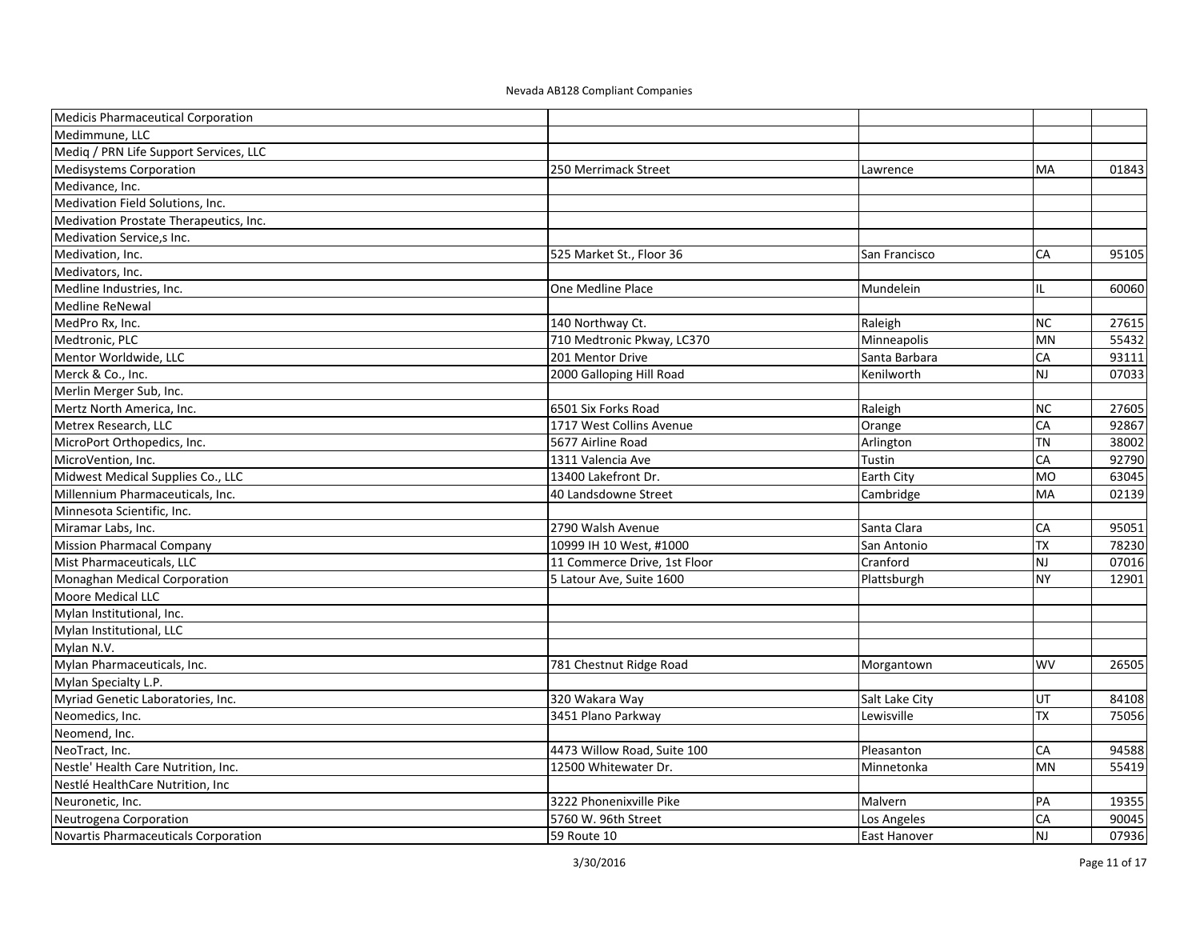Nevada AB128 Compliant Companies

| | | | | |
|---|---|---|---|---|
| Medicis Pharmaceutical Corporation | | | | |
| Medimmune, LLC | | | | |
| Mediq / PRN Life Support Services, LLC | | | | |
| Medisystems Corporation | 250 Merrimack Street | Lawrence | MA | 01843 |
| Medivance, Inc. | | | | |
| Medivation Field Solutions, Inc. | | | | |
| Medivation Prostate Therapeutics, Inc. | | | | |
| Medivation Service,s Inc. | | | | |
| Medivation, Inc. | 525 Market St., Floor 36 | San Francisco | CA | 95105 |
| Medivators, Inc. | | | | |
| Medline Industries, Inc. | One Medline Place | Mundelein | IL | 60060 |
| Medline ReNewal | | | | |
| MedPro Rx, Inc. | 140 Northway Ct. | Raleigh | NC | 27615 |
| Medtronic, PLC | 710 Medtronic Pkway, LC370 | Minneapolis | MN | 55432 |
| Mentor Worldwide, LLC | 201 Mentor Drive | Santa Barbara | CA | 93111 |
| Merck & Co., Inc. | 2000 Galloping Hill Road | Kenilworth | NJ | 07033 |
| Merlin Merger Sub, Inc. | | | | |
| Mertz North America, Inc. | 6501 Six Forks Road | Raleigh | NC | 27605 |
| Metrex Research, LLC | 1717 West Collins Avenue | Orange | CA | 92867 |
| MicroPort Orthopedics, Inc. | 5677 Airline Road | Arlington | TN | 38002 |
| MicroVention, Inc. | 1311 Valencia Ave | Tustin | CA | 92790 |
| Midwest Medical Supplies Co., LLC | 13400 Lakefront Dr. | Earth City | MO | 63045 |
| Millennium Pharmaceuticals, Inc. | 40 Landsdowne Street | Cambridge | MA | 02139 |
| Minnesota Scientific, Inc. | | | | |
| Miramar Labs, Inc. | 2790 Walsh Avenue | Santa Clara | CA | 95051 |
| Mission Pharmacal Company | 10999 IH 10 West, #1000 | San Antonio | TX | 78230 |
| Mist Pharmaceuticals, LLC | 11 Commerce Drive, 1st Floor | Cranford | NJ | 07016 |
| Monaghan Medical Corporation | 5 Latour Ave, Suite 1600 | Plattsburgh | NY | 12901 |
| Moore Medical LLC | | | | |
| Mylan Institutional, Inc. | | | | |
| Mylan Institutional, LLC | | | | |
| Mylan N.V. | | | | |
| Mylan Pharmaceuticals, Inc. | 781 Chestnut Ridge Road | Morgantown | WV | 26505 |
| Mylan Specialty L.P. | | | | |
| Myriad Genetic Laboratories, Inc. | 320 Wakara Way | Salt Lake City | UT | 84108 |
| Neomedics, Inc. | 3451 Plano Parkway | Lewisville | TX | 75056 |
| Neomend, Inc. | | | | |
| NeoTract, Inc. | 4473 Willow Road, Suite 100 | Pleasanton | CA | 94588 |
| Nestle' Health Care Nutrition, Inc. | 12500 Whitewater Dr. | Minnetonka | MN | 55419 |
| Nestlé HealthCare Nutrition, Inc | | | | |
| Neuronetic, Inc. | 3222 Phonenixville Pike | Malvern | PA | 19355 |
| Neutrogena Corporation | 5760 W. 96th Street | Los Angeles | CA | 90045 |
| Novartis Pharmaceuticals Corporation | 59 Route 10 | East Hanover | NJ | 07936 |

3/30/2016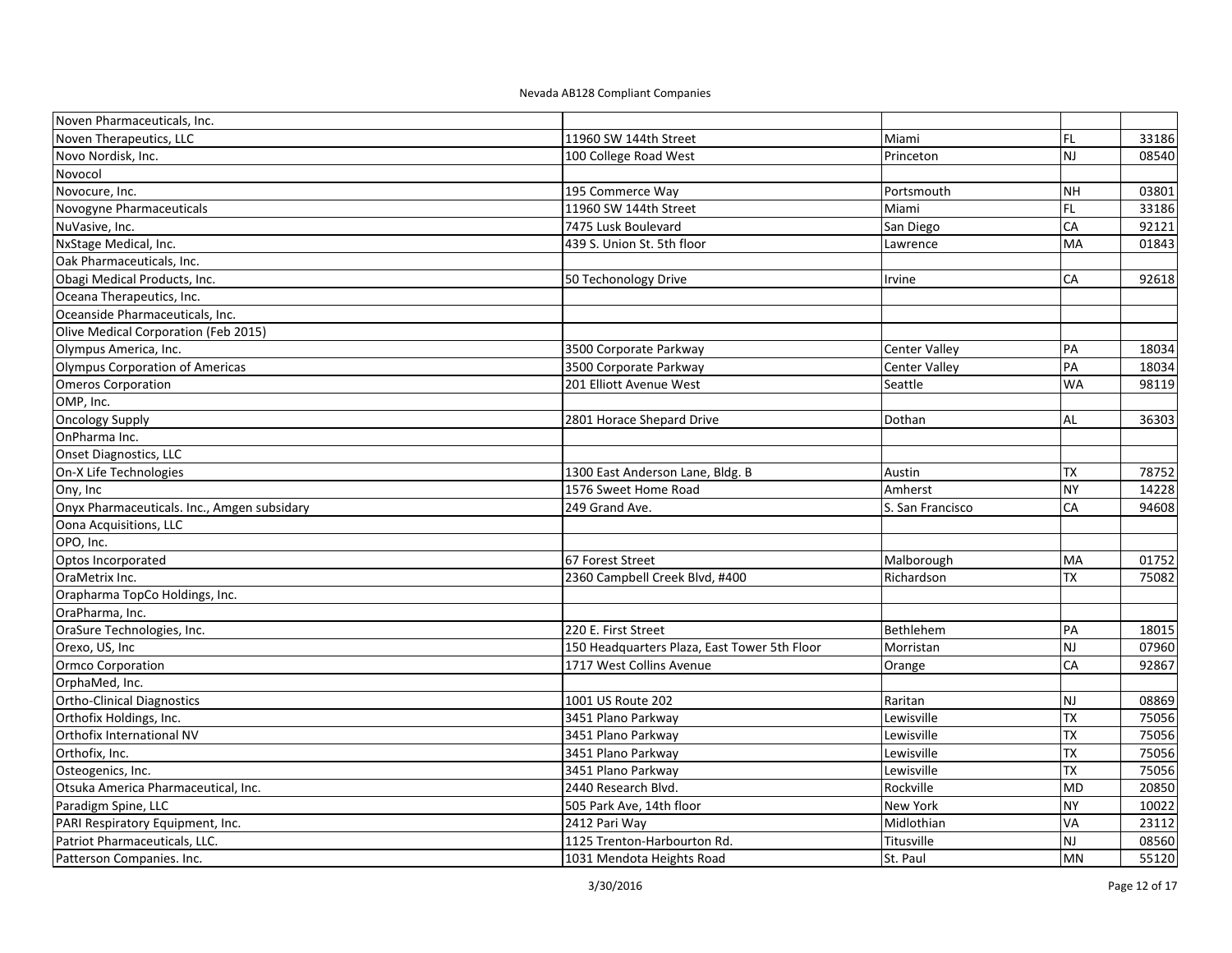Nevada AB128 Compliant Companies

| Company | Address | City | State | Zip |
|---|---|---|---|---|
| Noven Pharmaceuticals, Inc. | | | | |
| Noven Therapeutics, LLC | 11960 SW 144th Street | Miami | FL | 33186 |
| Novo Nordisk, Inc. | 100 College Road West | Princeton | NJ | 08540 |
| Novocol | | | | |
| Novocure, Inc. | 195 Commerce Way | Portsmouth | NH | 03801 |
| Novogyne Pharmaceuticals | 11960 SW 144th Street | Miami | FL | 33186 |
| NuVasive, Inc. | 7475 Lusk Boulevard | San Diego | CA | 92121 |
| NxStage Medical, Inc. | 439 S. Union St. 5th floor | Lawrence | MA | 01843 |
| Oak Pharmaceuticals, Inc. | | | | |
| Obagi Medical Products, Inc. | 50 Techonology Drive | Irvine | CA | 92618 |
| Oceana Therapeutics, Inc. | | | | |
| Oceanside Pharmaceuticals, Inc. | | | | |
| Olive Medical Corporation (Feb 2015) | | | | |
| Olympus America, Inc. | 3500 Corporate Parkway | Center Valley | PA | 18034 |
| Olympus Corporation of Americas | 3500 Corporate Parkway | Center Valley | PA | 18034 |
| Omeros Corporation | 201 Elliott Avenue West | Seattle | WA | 98119 |
| OMP, Inc. | | | | |
| Oncology Supply | 2801 Horace Shepard Drive | Dothan | AL | 36303 |
| OnPharma Inc. | | | | |
| Onset Diagnostics, LLC | | | | |
| On-X Life Technologies | 1300 East Anderson Lane, Bldg. B | Austin | TX | 78752 |
| Ony, Inc | 1576 Sweet Home Road | Amherst | NY | 14228 |
| Onyx Pharmaceuticals. Inc., Amgen subsidary | 249 Grand Ave. | S. San Francisco | CA | 94608 |
| Oona Acquisitions, LLC | | | | |
| OPO, Inc. | | | | |
| Optos Incorporated | 67 Forest Street | Malborough | MA | 01752 |
| OraMetrix Inc. | 2360 Campbell Creek Blvd, #400 | Richardson | TX | 75082 |
| Orapharma TopCo Holdings, Inc. | | | | |
| OraPharma, Inc. | | | | |
| OraSure Technologies, Inc. | 220 E. First Street | Bethlehem | PA | 18015 |
| Orexo, US, Inc | 150 Headquarters Plaza, East Tower 5th Floor | Morristan | NJ | 07960 |
| Ormco Corporation | 1717 West Collins Avenue | Orange | CA | 92867 |
| OrphaMed, Inc. | | | | |
| Ortho-Clinical Diagnostics | 1001 US Route 202 | Raritan | NJ | 08869 |
| Orthofix Holdings, Inc. | 3451 Plano Parkway | Lewisville | TX | 75056 |
| Orthofix International NV | 3451 Plano Parkway | Lewisville | TX | 75056 |
| Orthofix, Inc. | 3451 Plano Parkway | Lewisville | TX | 75056 |
| Osteogenics, Inc. | 3451 Plano Parkway | Lewisville | TX | 75056 |
| Otsuka America Pharmaceutical, Inc. | 2440 Research Blvd. | Rockville | MD | 20850 |
| Paradigm Spine, LLC | 505 Park Ave, 14th floor | New York | NY | 10022 |
| PARI Respiratory Equipment, Inc. | 2412 Pari Way | Midlothian | VA | 23112 |
| Patriot Pharmaceuticals, LLC. | 1125 Trenton-Harbourton Rd. | Titusville | NJ | 08560 |
| Patterson Companies. Inc. | 1031 Mendota Heights Road | St. Paul | MN | 55120 |

3/30/2016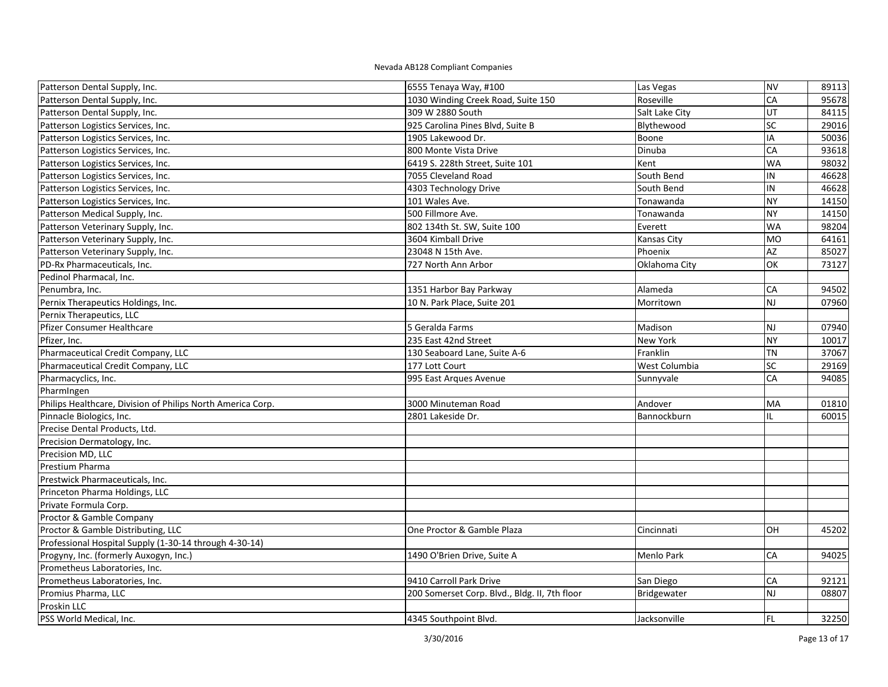Nevada AB128 Compliant Companies

| | | | | |
|---|---|---|---|---|
| Patterson Dental Supply, Inc. | 6555 Tenaya Way, #100 | Las Vegas | NV | 89113 |
| Patterson Dental Supply, Inc. | 1030 Winding Creek Road, Suite 150 | Roseville | CA | 95678 |
| Patterson Dental Supply, Inc. | 309 W 2880 South | Salt Lake City | UT | 84115 |
| Patterson Logistics Services, Inc. | 925 Carolina Pines Blvd, Suite B | Blythewood | SC | 29016 |
| Patterson Logistics Services, Inc. | 1905 Lakewood Dr. | Boone | IA | 50036 |
| Patterson Logistics Services, Inc. | 800 Monte Vista Drive | Dinuba | CA | 93618 |
| Patterson Logistics Services, Inc. | 6419 S. 228th Street, Suite 101 | Kent | WA | 98032 |
| Patterson Logistics Services, Inc. | 7055 Cleveland Road | South Bend | IN | 46628 |
| Patterson Logistics Services, Inc. | 4303 Technology Drive | South Bend | IN | 46628 |
| Patterson Logistics Services, Inc. | 101 Wales Ave. | Tonawanda | NY | 14150 |
| Patterson Medical Supply, Inc. | 500 Fillmore Ave. | Tonawanda | NY | 14150 |
| Patterson Veterinary Supply, Inc. | 802 134th St. SW, Suite 100 | Everett | WA | 98204 |
| Patterson Veterinary Supply, Inc. | 3604 Kimball Drive | Kansas City | MO | 64161 |
| Patterson Veterinary Supply, Inc. | 23048 N 15th Ave. | Phoenix | AZ | 85027 |
| PD-Rx Pharmaceuticals, Inc. | 727 North Ann Arbor | Oklahoma City | OK | 73127 |
| Pedinol Pharmacal, Inc. | | | | |
| Penumbra, Inc. | 1351 Harbor Bay Parkway | Alameda | CA | 94502 |
| Pernix Therapeutics Holdings, Inc. | 10 N. Park Place, Suite 201 | Morritown | NJ | 07960 |
| Pernix Therapeutics, LLC | | | | |
| Pfizer Consumer Healthcare | 5 Geralda Farms | Madison | NJ | 07940 |
| Pfizer, Inc. | 235 East 42nd Street | New York | NY | 10017 |
| Pharmaceutical Credit Company, LLC | 130 Seaboard Lane, Suite A-6 | Franklin | TN | 37067 |
| Pharmaceutical Credit Company, LLC | 177 Lott Court | West Columbia | SC | 29169 |
| Pharmacyclics, Inc. | 995 East Arques Avenue | Sunnyvale | CA | 94085 |
| PharmIngen | | | | |
| Philips Healthcare, Division of Philips North America Corp. | 3000 Minuteman Road | Andover | MA | 01810 |
| Pinnacle Biologics, Inc. | 2801 Lakeside Dr. | Bannockburn | IL | 60015 |
| Precise Dental Products, Ltd. | | | | |
| Precision Dermatology, Inc. | | | | |
| Precision MD, LLC | | | | |
| Prestium Pharma | | | | |
| Prestwick Pharmaceuticals, Inc. | | | | |
| Princeton Pharma Holdings, LLC | | | | |
| Private Formula Corp. | | | | |
| Proctor & Gamble Company | | | | |
| Proctor & Gamble Distributing, LLC | One Proctor & Gamble Plaza | Cincinnati | OH | 45202 |
| Professional Hospital Supply (1-30-14 through 4-30-14) | | | | |
| Progyny, Inc. (formerly Auxogyn, Inc.) | 1490 O'Brien Drive, Suite A | Menlo Park | CA | 94025 |
| Prometheus Laboratories, Inc. | | | | |
| Prometheus Laboratories, Inc. | 9410 Carroll Park Drive | San Diego | CA | 92121 |
| Promius Pharma, LLC | 200 Somerset Corp. Blvd., Bldg. II, 7th floor | Bridgewater | NJ | 08807 |
| Proskin LLC | | | | |
| PSS World Medical, Inc. | 4345 Southpoint Blvd. | Jacksonville | FL | 32250 |

3/30/2016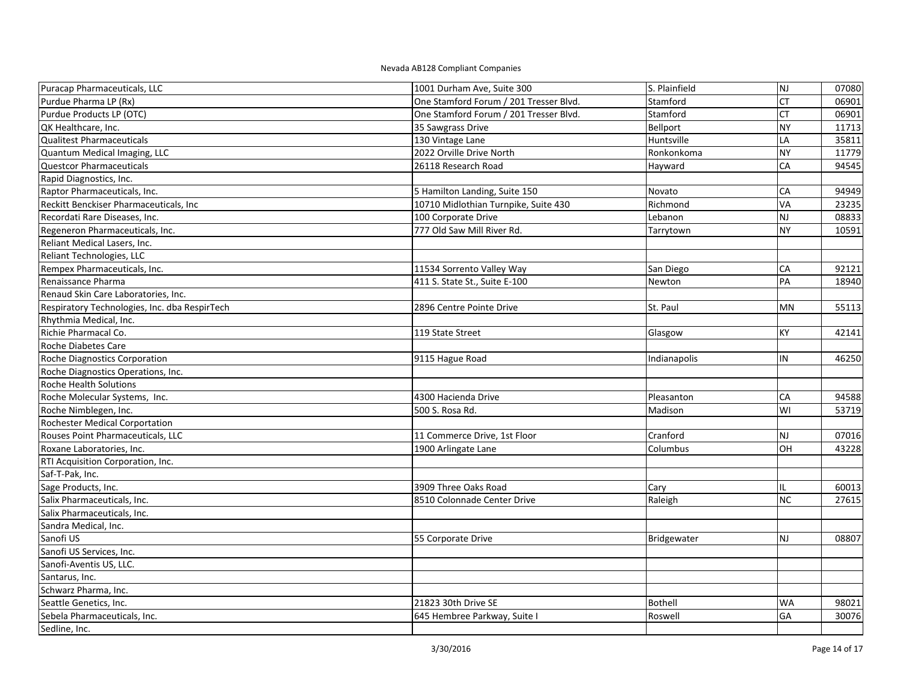Nevada AB128 Compliant Companies

| | | | | |
|---|---|---|---|---|
| Puracap Pharmaceuticals, LLC | 1001 Durham Ave, Suite 300 | S. Plainfield | NJ | 07080 |
| Purdue Pharma LP (Rx) | One Stamford Forum / 201 Tresser Blvd. | Stamford | CT | 06901 |
| Purdue Products LP (OTC) | One Stamford Forum / 201 Tresser Blvd. | Stamford | CT | 06901 |
| QK Healthcare, Inc. | 35 Sawgrass Drive | Bellport | NY | 11713 |
| Qualitest Pharmaceuticals | 130 Vintage Lane | Huntsville | LA | 35811 |
| Quantum Medical Imaging, LLC | 2022 Orville Drive North | Ronkonkoma | NY | 11779 |
| Questcor Pharmaceuticals | 26118 Research Road | Hayward | CA | 94545 |
| Rapid Diagnostics, Inc. | | | | |
| Raptor Pharmaceuticals, Inc. | 5 Hamilton Landing, Suite 150 | Novato | CA | 94949 |
| Reckitt Benckiser Pharmaceuticals, Inc | 10710 Midlothian Turnpike, Suite 430 | Richmond | VA | 23235 |
| Recordati Rare Diseases, Inc. | 100 Corporate Drive | Lebanon | NJ | 08833 |
| Regeneron Pharmaceuticals, Inc. | 777 Old Saw Mill River Rd. | Tarrytown | NY | 10591 |
| Reliant Medical Lasers, Inc. | | | | |
| Reliant Technologies, LLC | | | | |
| Rempex Pharmaceuticals, Inc. | 11534 Sorrento Valley Way | San Diego | CA | 92121 |
| Renaissance Pharma | 411 S. State St., Suite E-100 | Newton | PA | 18940 |
| Renaud Skin Care Laboratories, Inc. | | | | |
| Respiratory Technologies, Inc. dba RespirTech | 2896 Centre Pointe Drive | St. Paul | MN | 55113 |
| Rhythmia Medical, Inc. | | | | |
| Richie Pharmacal Co. | 119 State Street | Glasgow | KY | 42141 |
| Roche Diabetes Care | | | | |
| Roche Diagnostics Corporation | 9115 Hague Road | Indianapolis | IN | 46250 |
| Roche Diagnostics Operations, Inc. | | | | |
| Roche Health Solutions | | | | |
| Roche Molecular Systems, Inc. | 4300 Hacienda Drive | Pleasanton | CA | 94588 |
| Roche Nimblegen, Inc. | 500 S. Rosa Rd. | Madison | WI | 53719 |
| Rochester Medical Corportation | | | | |
| Rouses Point Pharmaceuticals, LLC | 11 Commerce Drive, 1st Floor | Cranford | NJ | 07016 |
| Roxane Laboratories, Inc. | 1900 Arlingate Lane | Columbus | OH | 43228 |
| RTI Acquisition Corporation, Inc. | | | | |
| Saf-T-Pak, Inc. | | | | |
| Sage Products, Inc. | 3909 Three Oaks Road | Cary | IL | 60013 |
| Salix Pharmaceuticals, Inc. | 8510 Colonnade Center Drive | Raleigh | NC | 27615 |
| Salix Pharmaceuticals, Inc. | | | | |
| Sandra Medical, Inc. | | | | |
| Sanofi US | 55 Corporate Drive | Bridgewater | NJ | 08807 |
| Sanofi US Services, Inc. | | | | |
| Sanofi-Aventis US, LLC. | | | | |
| Santarus, Inc. | | | | |
| Schwarz Pharma, Inc. | | | | |
| Seattle Genetics, Inc. | 21823 30th Drive SE | Bothell | WA | 98021 |
| Sebela Pharmaceuticals, Inc. | 645 Hembree Parkway, Suite I | Roswell | GA | 30076 |
| Sedline, Inc. | | | | |

3/30/2016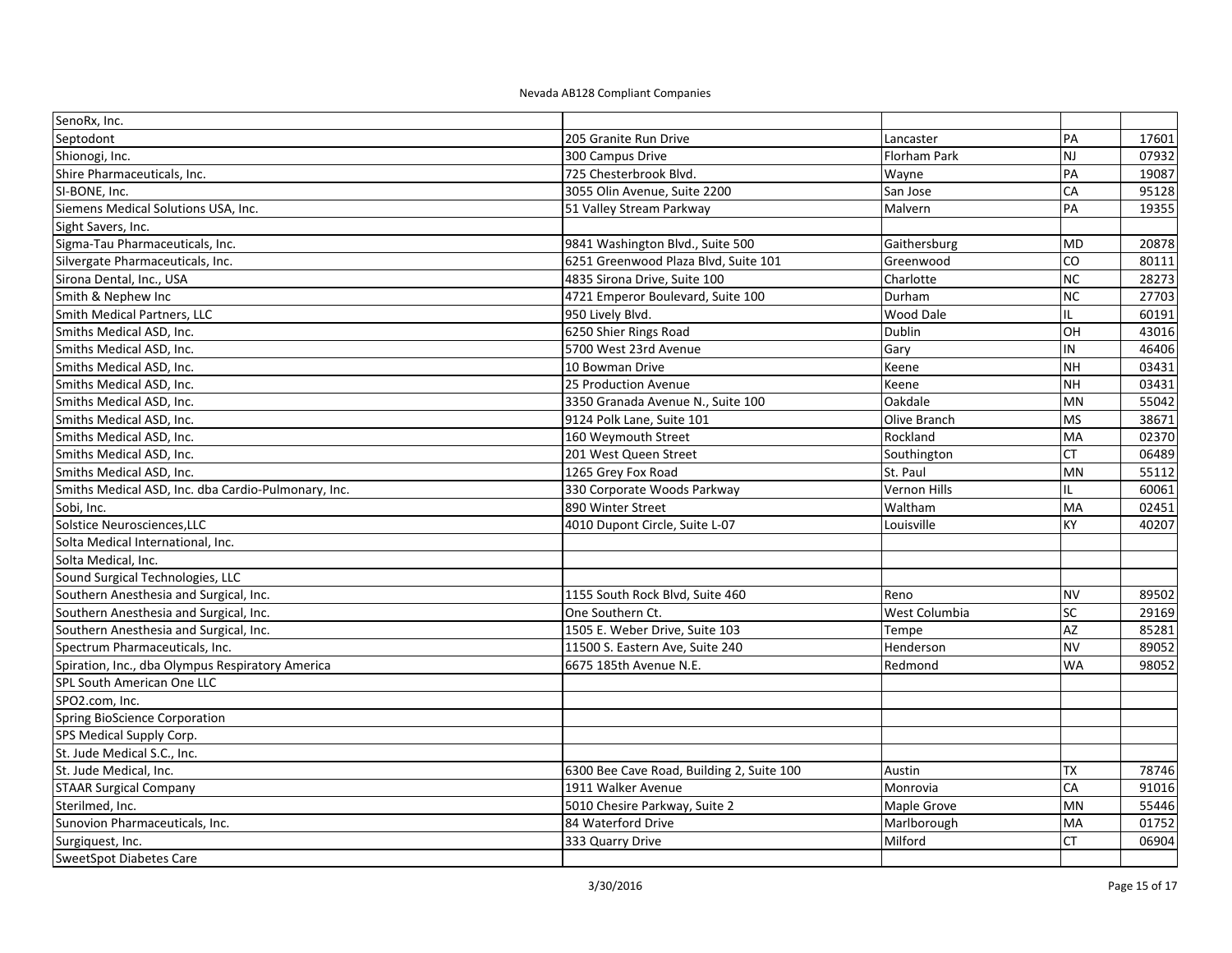Nevada AB128 Compliant Companies

| | | | | |
|---|---|---|---|---|
| SenoRx, Inc. | | | | |
| Septodont | 205 Granite Run Drive | Lancaster | PA | 17601 |
| Shionogi, Inc. | 300 Campus Drive | Florham Park | NJ | 07932 |
| Shire Pharmaceuticals, Inc. | 725 Chesterbrook Blvd. | Wayne | PA | 19087 |
| SI-BONE, Inc. | 3055 Olin Avenue, Suite 2200 | San Jose | CA | 95128 |
| Siemens Medical Solutions USA, Inc. | 51 Valley Stream Parkway | Malvern | PA | 19355 |
| Sight Savers, Inc. | | | | |
| Sigma-Tau Pharmaceuticals, Inc. | 9841 Washington Blvd., Suite 500 | Gaithersburg | MD | 20878 |
| Silvergate Pharmaceuticals, Inc. | 6251 Greenwood Plaza Blvd, Suite 101 | Greenwood | CO | 80111 |
| Sirona Dental, Inc., USA | 4835 Sirona Drive, Suite 100 | Charlotte | NC | 28273 |
| Smith & Nephew Inc | 4721 Emperor Boulevard, Suite 100 | Durham | NC | 27703 |
| Smith Medical Partners, LLC | 950 Lively Blvd. | Wood Dale | IL | 60191 |
| Smiths Medical ASD, Inc. | 6250 Shier Rings Road | Dublin | OH | 43016 |
| Smiths Medical ASD, Inc. | 5700 West 23rd Avenue | Gary | IN | 46406 |
| Smiths Medical ASD, Inc. | 10 Bowman Drive | Keene | NH | 03431 |
| Smiths Medical ASD, Inc. | 25 Production Avenue | Keene | NH | 03431 |
| Smiths Medical ASD, Inc. | 3350 Granada Avenue N., Suite 100 | Oakdale | MN | 55042 |
| Smiths Medical ASD, Inc. | 9124 Polk Lane, Suite 101 | Olive Branch | MS | 38671 |
| Smiths Medical ASD, Inc. | 160 Weymouth Street | Rockland | MA | 02370 |
| Smiths Medical ASD, Inc. | 201 West Queen Street | Southington | CT | 06489 |
| Smiths Medical ASD, Inc. | 1265 Grey Fox Road | St. Paul | MN | 55112 |
| Smiths Medical ASD, Inc. dba Cardio-Pulmonary, Inc. | 330 Corporate Woods Parkway | Vernon Hills | IL | 60061 |
| Sobi, Inc. | 890 Winter Street | Waltham | MA | 02451 |
| Solstice Neurosciences,LLC | 4010 Dupont Circle, Suite L-07 | Louisville | KY | 40207 |
| Solta Medical International, Inc. | | | | |
| Solta Medical, Inc. | | | | |
| Sound Surgical Technologies, LLC | | | | |
| Southern Anesthesia and Surgical, Inc. | 1155 South Rock Blvd, Suite 460 | Reno | NV | 89502 |
| Southern Anesthesia and Surgical, Inc. | One Southern Ct. | West Columbia | SC | 29169 |
| Southern Anesthesia and Surgical, Inc. | 1505 E. Weber Drive, Suite 103 | Tempe | AZ | 85281 |
| Spectrum Pharmaceuticals, Inc. | 11500 S. Eastern Ave, Suite 240 | Henderson | NV | 89052 |
| Spiration, Inc., dba Olympus Respiratory America | 6675 185th Avenue N.E. | Redmond | WA | 98052 |
| SPL South American One LLC | | | | |
| SPO2.com, Inc. | | | | |
| Spring BioScience Corporation | | | | |
| SPS Medical Supply Corp. | | | | |
| St. Jude Medical S.C., Inc. | | | | |
| St. Jude Medical, Inc. | 6300 Bee Cave Road, Building 2, Suite 100 | Austin | TX | 78746 |
| STAAR Surgical Company | 1911 Walker Avenue | Monrovia | CA | 91016 |
| Sterilmed, Inc. | 5010 Chesire Parkway, Suite 2 | Maple Grove | MN | 55446 |
| Sunovion Pharmaceuticals, Inc. | 84 Waterford Drive | Marlborough | MA | 01752 |
| Surgiquest, Inc. | 333 Quarry Drive | Milford | CT | 06904 |
| SweetSpot Diabetes Care | | | | |

3/30/2016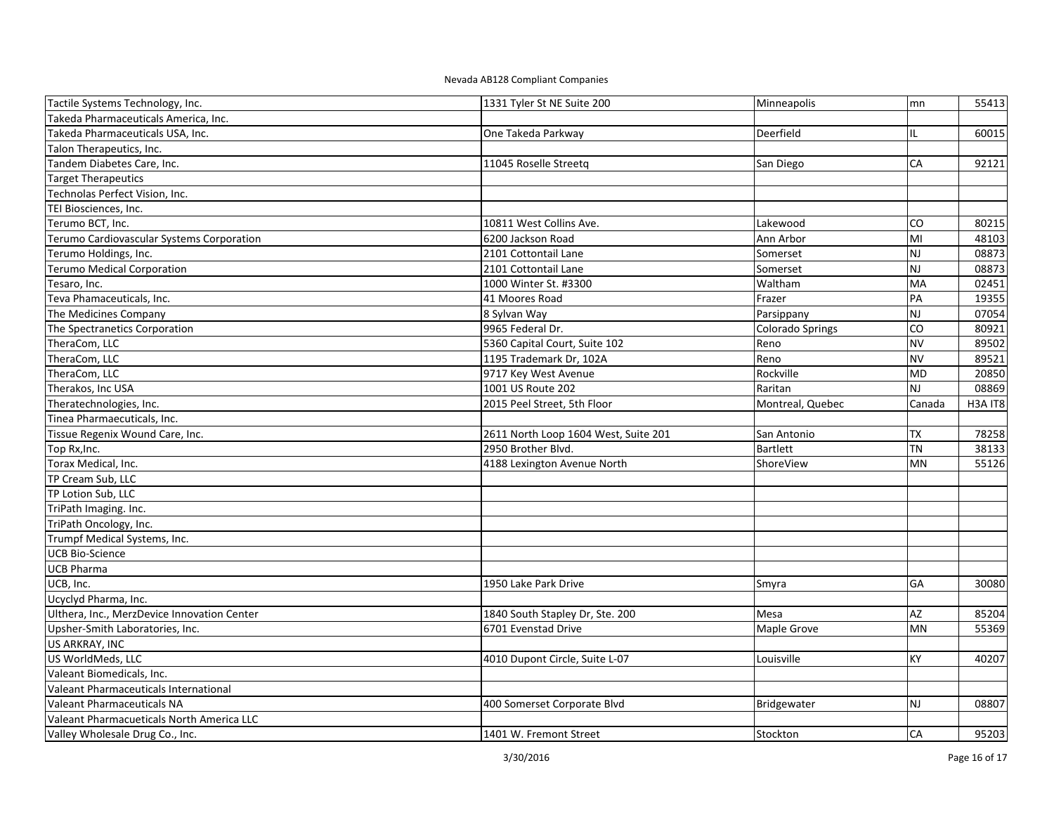Nevada AB128 Compliant Companies

| | | | | |
|---|---|---|---|---|
| Tactile Systems Technology, Inc. | 1331 Tyler St NE Suite 200 | Minneapolis | mn | 55413 |
| Takeda Pharmaceuticals America, Inc. | | | | |
| Takeda Pharmaceuticals USA, Inc. | One Takeda Parkway | Deerfield | IL | 60015 |
| Talon Therapeutics, Inc. | | | | |
| Tandem Diabetes Care, Inc. | 11045 Roselle Streetq | San Diego | CA | 92121 |
| Target Therapeutics | | | | |
| Technolas Perfect Vision, Inc. | | | | |
| TEI Biosciences, Inc. | | | | |
| Terumo BCT, Inc. | 10811 West Collins Ave. | Lakewood | CO | 80215 |
| Terumo Cardiovascular Systems Corporation | 6200 Jackson Road | Ann Arbor | MI | 48103 |
| Terumo Holdings, Inc. | 2101 Cottontail Lane | Somerset | NJ | 08873 |
| Terumo Medical Corporation | 2101 Cottontail Lane | Somerset | NJ | 08873 |
| Tesaro, Inc. | 1000 Winter St. #3300 | Waltham | MA | 02451 |
| Teva Phamaceuticals, Inc. | 41 Moores Road | Frazer | PA | 19355 |
| The Medicines Company | 8 Sylvan Way | Parsippany | NJ | 07054 |
| The Spectranetics Corporation | 9965 Federal Dr. | Colorado Springs | CO | 80921 |
| TheraCom, LLC | 5360 Capital Court, Suite 102 | Reno | NV | 89502 |
| TheraCom, LLC | 1195 Trademark Dr, 102A | Reno | NV | 89521 |
| TheraCom, LLC | 9717 Key West Avenue | Rockville | MD | 20850 |
| Therakos, Inc USA | 1001 US Route 202 | Raritan | NJ | 08869 |
| Theratechnologies, Inc. | 2015 Peel Street, 5th Floor | Montreal, Quebec | Canada | H3A IT8 |
| Tinea Pharmaecuticals, Inc. | | | | |
| Tissue Regenix Wound Care, Inc. | 2611 North Loop 1604 West, Suite 201 | San Antonio | TX | 78258 |
| Top Rx,Inc. | 2950 Brother Blvd. | Bartlett | TN | 38133 |
| Torax Medical, Inc. | 4188 Lexington Avenue North | ShoreView | MN | 55126 |
| TP Cream Sub, LLC | | | | |
| TP Lotion Sub, LLC | | | | |
| TriPath Imaging. Inc. | | | | |
| TriPath Oncology, Inc. | | | | |
| Trumpf Medical Systems, Inc. | | | | |
| UCB Bio-Science | | | | |
| UCB Pharma | | | | |
| UCB, Inc. | 1950 Lake Park Drive | Smyra | GA | 30080 |
| Ucyclyd Pharma, Inc. | | | | |
| Ulthera, Inc., MerzDevice Innovation Center | 1840 South Stapley Dr, Ste. 200 | Mesa | AZ | 85204 |
| Upsher-Smith Laboratories, Inc. | 6701 Evenstad Drive | Maple Grove | MN | 55369 |
| US ARKRAY, INC | | | | |
| US WorldMeds, LLC | 4010 Dupont Circle, Suite L-07 | Louisville | KY | 40207 |
| Valeant Biomedicals, Inc. | | | | |
| Valeant Pharmaceuticals International | | | | |
| Valeant Pharmaceuticals NA | 400 Somerset Corporate Blvd | Bridgewater | NJ | 08807 |
| Valeant Pharmacueticals North America LLC | | | | |
| Valley Wholesale Drug Co., Inc. | 1401 W. Fremont Street | Stockton | CA | 95203 |

3/30/2016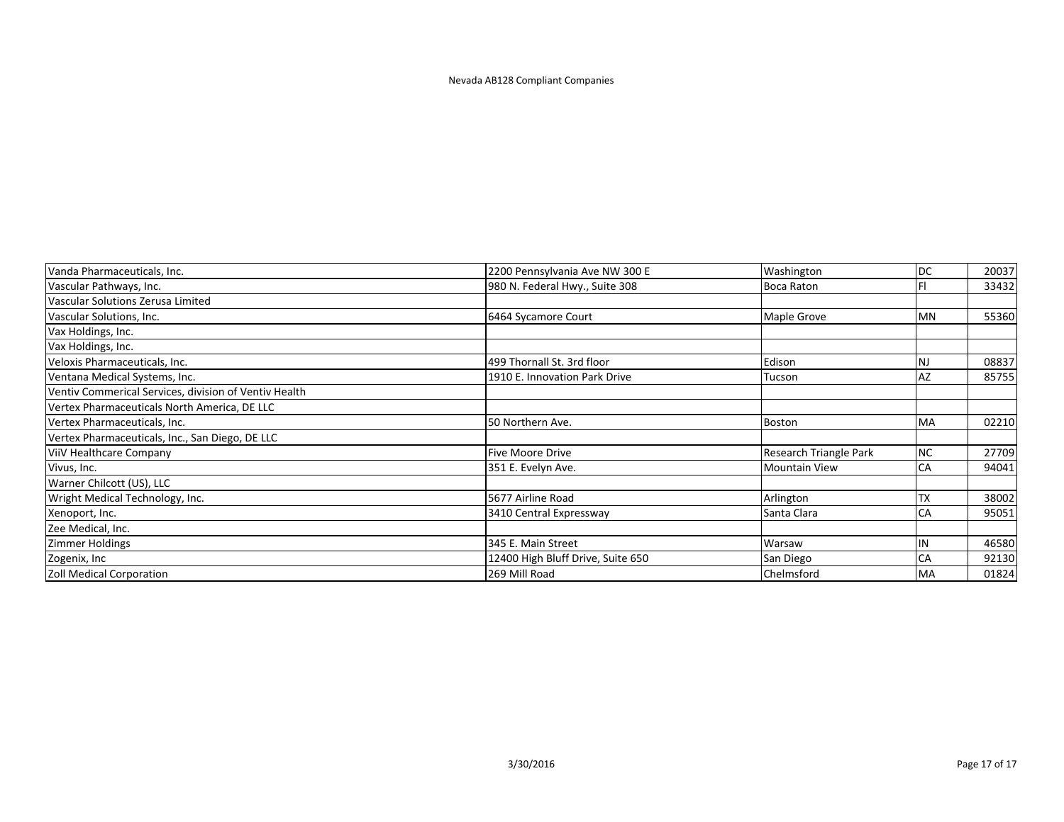Nevada AB128 Compliant Companies

| | | | | |
|---|---|---|---|---|
| Vanda Pharmaceuticals, Inc. | 2200 Pennsylvania Ave NW 300 E | Washington | DC | 20037 |
| Vascular Pathways, Inc. | 980 N. Federal Hwy., Suite 308 | Boca Raton | Fl | 33432 |
| Vascular Solutions Zerusa Limited | | | | |
| Vascular Solutions, Inc. | 6464 Sycamore Court | Maple Grove | MN | 55360 |
| Vax Holdings, Inc. | | | | |
| Vax Holdings, Inc. | | | | |
| Veloxis Pharmaceuticals, Inc. | 499 Thornall St. 3rd floor | Edison | NJ | 08837 |
| Ventana Medical Systems, Inc. | 1910 E. Innovation Park Drive | Tucson | AZ | 85755 |
| Ventiv Commerical Services, division of Ventiv Health | | | | |
| Vertex Pharmaceuticals North America, DE LLC | | | | |
| Vertex Pharmaceuticals, Inc. | 50 Northern Ave. | Boston | MA | 02210 |
| Vertex Pharmaceuticals, Inc., San Diego, DE LLC | | | | |
| ViiV Healthcare Company | Five Moore Drive | Research Triangle Park | NC | 27709 |
| Vivus, Inc. | 351 E. Evelyn Ave. | Mountain View | CA | 94041 |
| Warner Chilcott (US), LLC | | | | |
| Wright Medical Technology, Inc. | 5677 Airline Road | Arlington | TX | 38002 |
| Xenoport, Inc. | 3410 Central Expressway | Santa Clara | CA | 95051 |
| Zee Medical, Inc. | | | | |
| Zimmer Holdings | 345 E. Main Street | Warsaw | IN | 46580 |
| Zogenix, Inc | 12400 High Bluff Drive, Suite 650 | San Diego | CA | 92130 |
| Zoll Medical Corporation | 269 Mill Road | Chelmsford | MA | 01824 |

3/30/2016